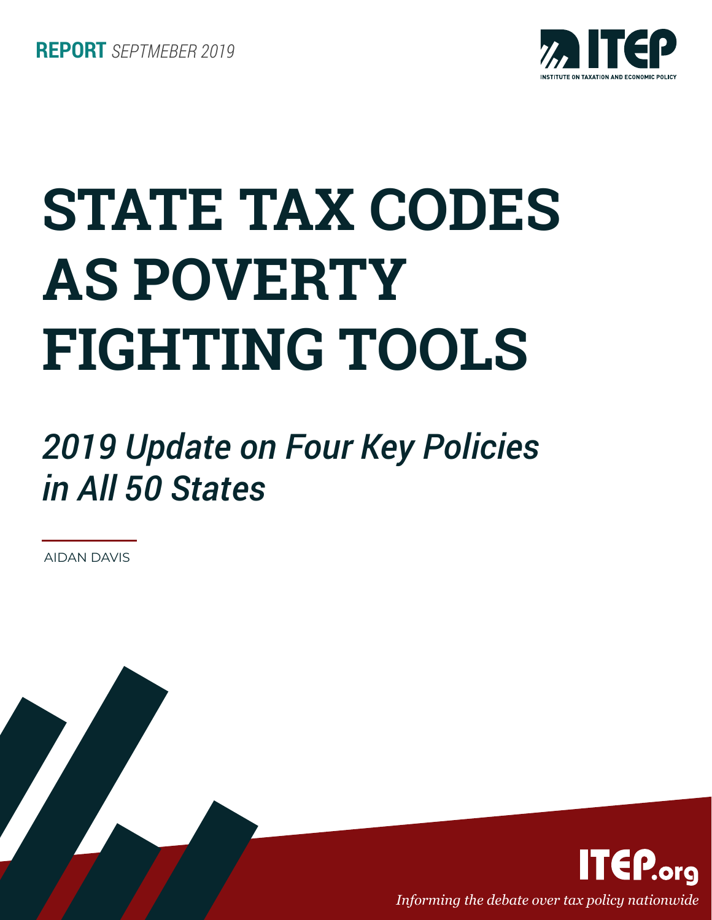**REPORT** *SEPTMEBER 2019*

ITEP
INSTITUTE ON TAXATION AND ECONOMIC POLICY

# STATE TAX CODES AS POVERTY FIGHTING TOOLS

## *2019 Update on Four Key Policies in All 50 States*

AIDAN DAVIS

ITEP.org

*Informing the debate over tax policy nationwide*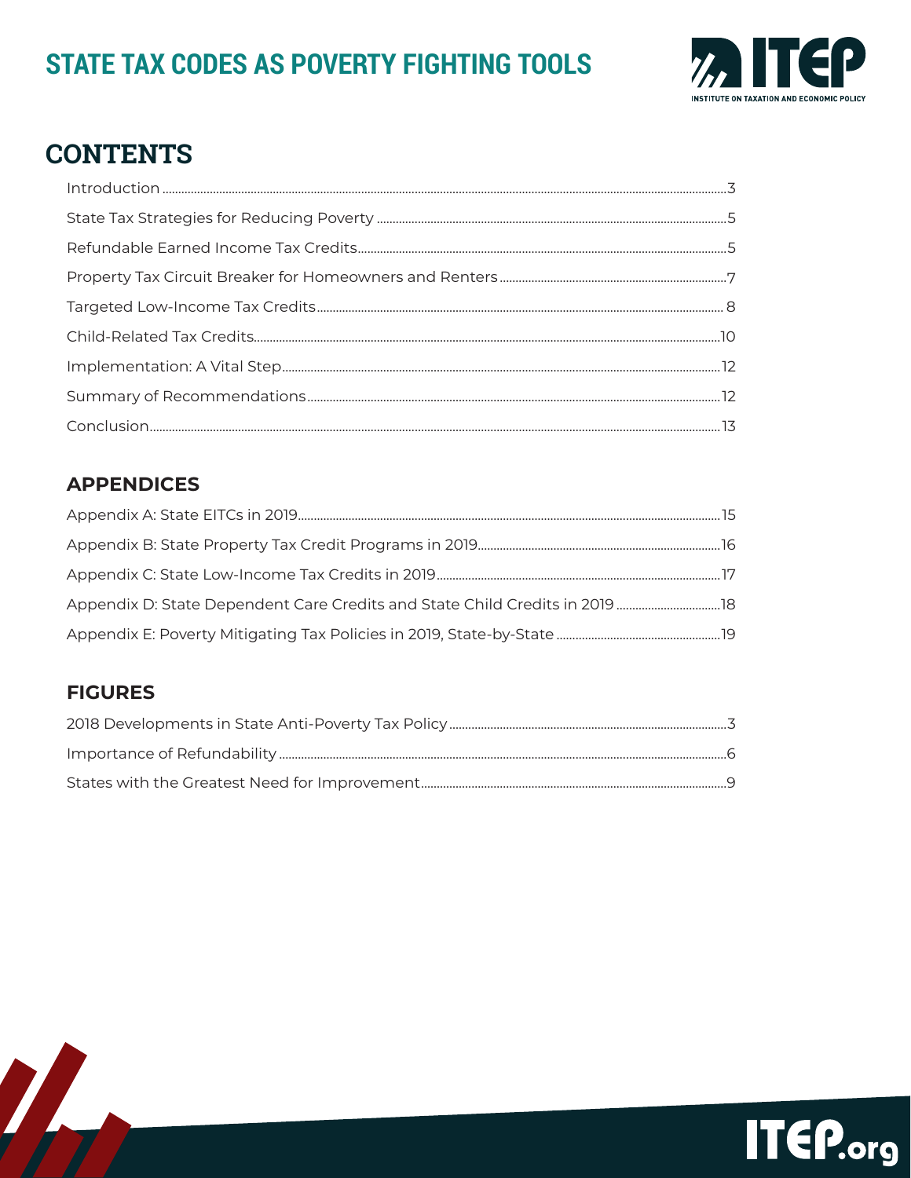# CONTENTS

Introduction ... 3

State Tax Strategies for Reducing Poverty ... 5

Refundable Earned Income Tax Credits ... 5

Property Tax Circuit Breaker for Homeowners and Renters ... 7

Targeted Low-Income Tax Credits ... 8

Child-Related Tax Credits ... 10

Implementation: A Vital Step ... 12

Summary of Recommendations ... 12

Conclusion ... 13

## APPENDICES

Appendix A: State EITCs in 2019 ... 15

Appendix B: State Property Tax Credit Programs in 2019 ... 16

Appendix C: State Low-Income Tax Credits in 2019 ... 17

Appendix D: State Dependent Care Credits and State Child Credits in 2019 ... 18

Appendix E: Poverty Mitigating Tax Policies in 2019, State-by-State ... 19

## FIGURES

2018 Developments in State Anti-Poverty Tax Policy ... 3

Importance of Refundability ... 6

States with the Greatest Need for Improvement ... 9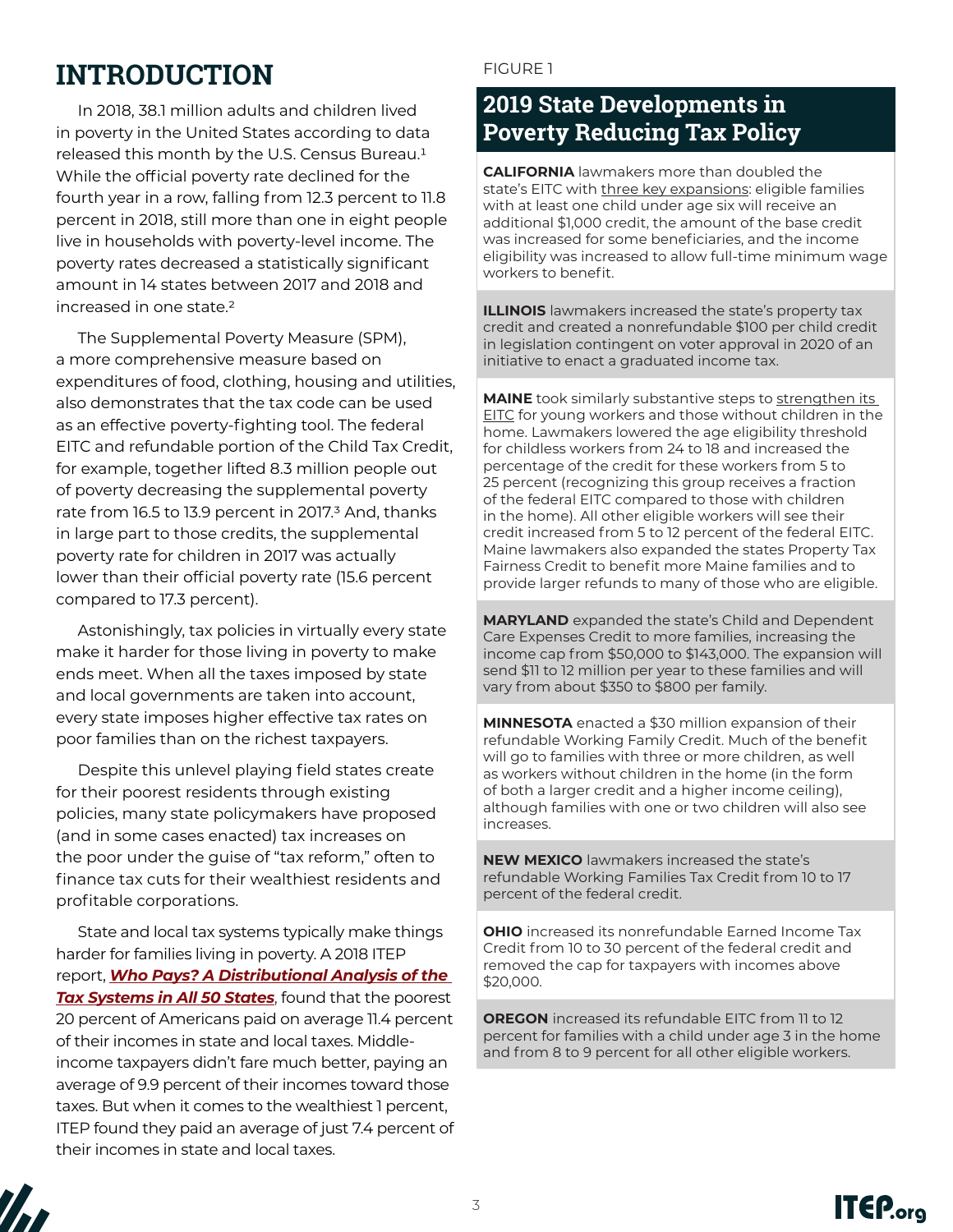# INTRODUCTION

In 2018, 38.1 million adults and children lived in poverty in the United States according to data released this month by the U.S. Census Bureau.[1] While the official poverty rate declined for the fourth year in a row, falling from 12.3 percent to 11.8 percent in 2018, still more than one in eight people live in households with poverty-level income. The poverty rates decreased a statistically significant amount in 14 states between 2017 and 2018 and increased in one state.[2]

The Supplemental Poverty Measure (SPM), a more comprehensive measure based on expenditures of food, clothing, housing and utilities, also demonstrates that the tax code can be used as an effective poverty-fighting tool. The federal EITC and refundable portion of the Child Tax Credit, for example, together lifted 8.3 million people out of poverty decreasing the supplemental poverty rate from 16.5 to 13.9 percent in 2017.[3] And, thanks in large part to those credits, the supplemental poverty rate for children in 2017 was actually lower than their official poverty rate (15.6 percent compared to 17.3 percent).

Astonishingly, tax policies in virtually every state make it harder for those living in poverty to make ends meet. When all the taxes imposed by state and local governments are taken into account, every state imposes higher effective tax rates on poor families than on the richest taxpayers.

Despite this unlevel playing field states create for their poorest residents through existing policies, many state policymakers have proposed (and in some cases enacted) tax increases on the poor under the guise of "tax reform," often to finance tax cuts for their wealthiest residents and profitable corporations.

State and local tax systems typically make things harder for families living in poverty. A 2018 ITEP report, ***Who Pays? A Distributional Analysis of the Tax Systems in All 50 States***, found that the poorest 20 percent of Americans paid on average 11.4 percent of their incomes in state and local taxes. Middle-income taxpayers didn't fare much better, paying an average of 9.9 percent of their incomes toward those taxes. But when it comes to the wealthiest 1 percent, ITEP found they paid an average of just 7.4 percent of their incomes in state and local taxes.

FIGURE 1

## 2019 State Developments in Poverty Reducing Tax Policy

**CALIFORNIA** lawmakers more than doubled the state's EITC with three key expansions: eligible families with at least one child under age six will receive an additional $1,000 credit, the amount of the base credit was increased for some beneficiaries, and the income eligibility was increased to allow full-time minimum wage workers to benefit.

**ILLINOIS** lawmakers increased the state's property tax credit and created a nonrefundable $100 per child credit in legislation contingent on voter approval in 2020 of an initiative to enact a graduated income tax.

**MAINE** took similarly substantive steps to strengthen its EITC for young workers and those without children in the home. Lawmakers lowered the age eligibility threshold for childless workers from 24 to 18 and increased the percentage of the credit for these workers from 5 to 25 percent (recognizing this group receives a fraction of the federal EITC compared to those with children in the home). All other eligible workers will see their credit increased from 5 to 12 percent of the federal EITC. Maine lawmakers also expanded the states Property Tax Fairness Credit to benefit more Maine families and to provide larger refunds to many of those who are eligible.

**MARYLAND** expanded the state's Child and Dependent Care Expenses Credit to more families, increasing the income cap from $50,000 to $143,000. The expansion will send $11 to 12 million per year to these families and will vary from about $350 to $800 per family.

**MINNESOTA** enacted a $30 million expansion of their refundable Working Family Credit. Much of the benefit will go to families with three or more children, as well as workers without children in the home (in the form of both a larger credit and a higher income ceiling), although families with one or two children will also see increases.

**NEW MEXICO** lawmakers increased the state's refundable Working Families Tax Credit from 10 to 17 percent of the federal credit.

**OHIO** increased its nonrefundable Earned Income Tax Credit from 10 to 30 percent of the federal credit and removed the cap for taxpayers with incomes above $20,000.

**OREGON** increased its refundable EITC from 11 to 12 percent for families with a child under age 3 in the home and from 8 to 9 percent for all other eligible workers.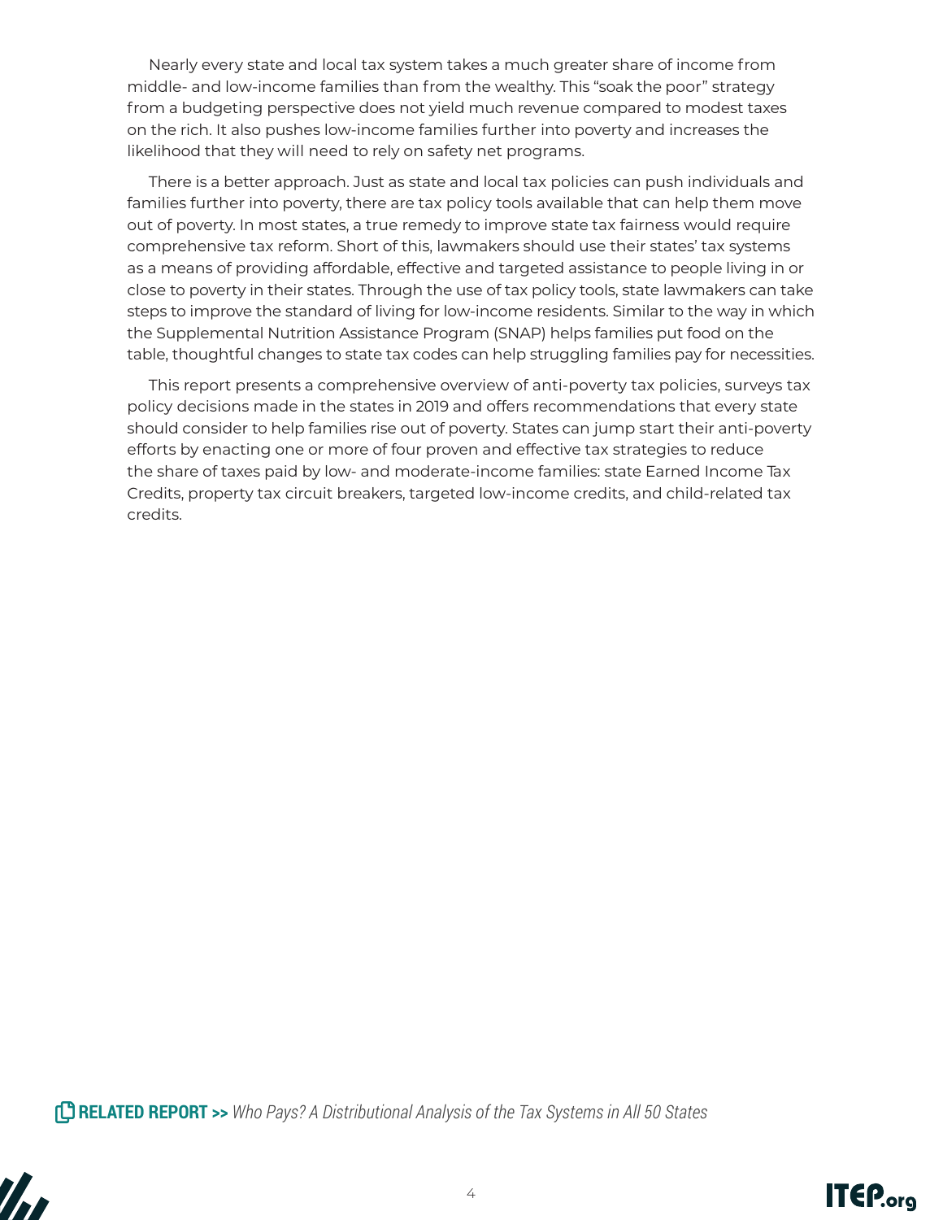Nearly every state and local tax system takes a much greater share of income from middle- and low-income families than from the wealthy. This "soak the poor" strategy from a budgeting perspective does not yield much revenue compared to modest taxes on the rich. It also pushes low-income families further into poverty and increases the likelihood that they will need to rely on safety net programs.

There is a better approach. Just as state and local tax policies can push individuals and families further into poverty, there are tax policy tools available that can help them move out of poverty. In most states, a true remedy to improve state tax fairness would require comprehensive tax reform. Short of this, lawmakers should use their states' tax systems as a means of providing affordable, effective and targeted assistance to people living in or close to poverty in their states. Through the use of tax policy tools, state lawmakers can take steps to improve the standard of living for low-income residents. Similar to the way in which the Supplemental Nutrition Assistance Program (SNAP) helps families put food on the table, thoughtful changes to state tax codes can help struggling families pay for necessities.

This report presents a comprehensive overview of anti-poverty tax policies, surveys tax policy decisions made in the states in 2019 and offers recommendations that every state should consider to help families rise out of poverty. States can jump start their anti-poverty efforts by enacting one or more of four proven and effective tax strategies to reduce the share of taxes paid by low- and moderate-income families: state Earned Income Tax Credits, property tax circuit breakers, targeted low-income credits, and child-related tax credits.

**RELATED REPORT >>** *Who Pays? A Distributional Analysis of the Tax Systems in All 50 States*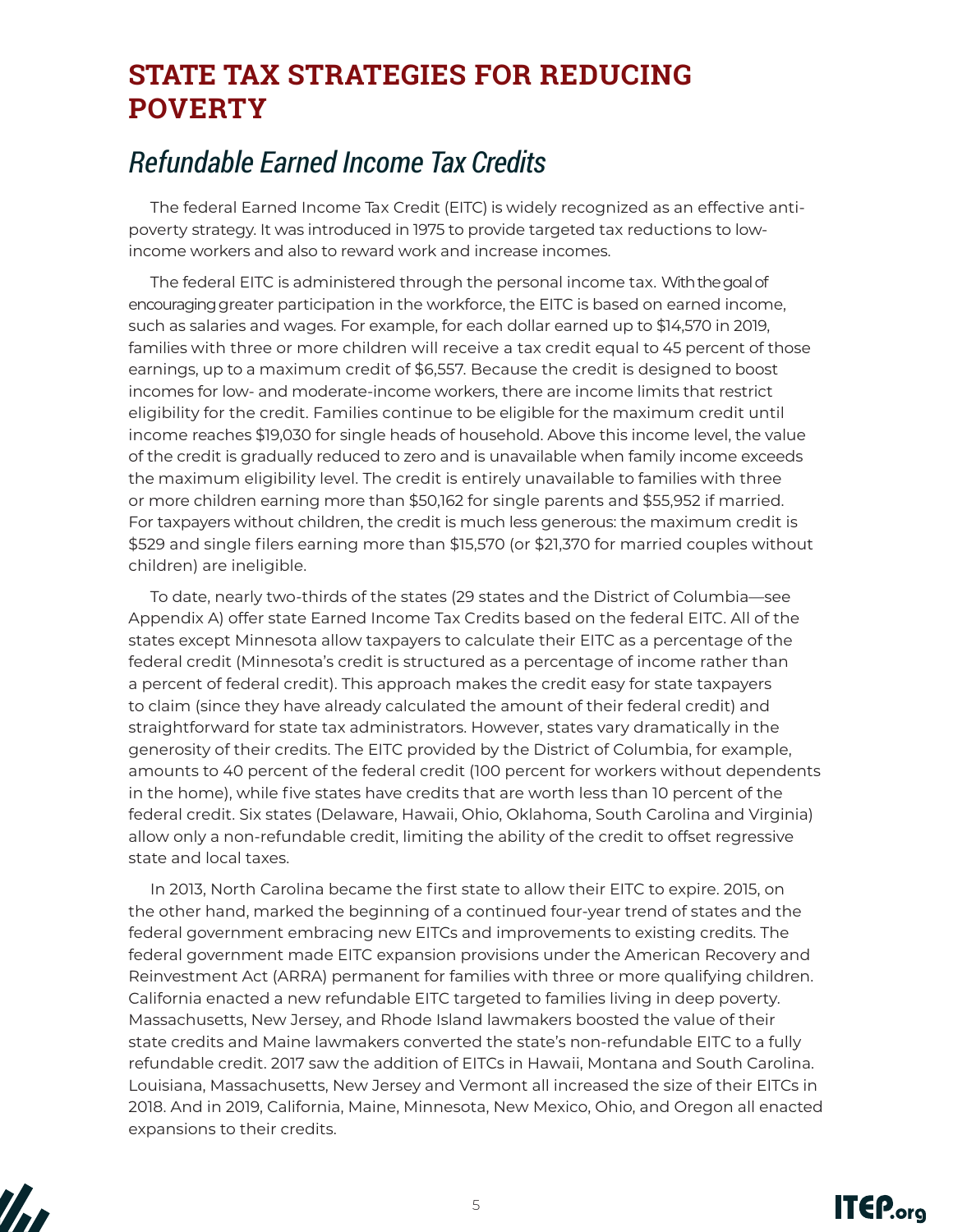# STATE TAX STRATEGIES FOR REDUCING POVERTY

## *Refundable Earned Income Tax Credits*

The federal Earned Income Tax Credit (EITC) is widely recognized as an effective anti-poverty strategy. It was introduced in 1975 to provide targeted tax reductions to low-income workers and also to reward work and increase incomes.

The federal EITC is administered through the personal income tax. With the goal of encouraging greater participation in the workforce, the EITC is based on earned income, such as salaries and wages. For example, for each dollar earned up to $14,570 in 2019, families with three or more children will receive a tax credit equal to 45 percent of those earnings, up to a maximum credit of $6,557. Because the credit is designed to boost incomes for low- and moderate-income workers, there are income limits that restrict eligibility for the credit. Families continue to be eligible for the maximum credit until income reaches $19,030 for single heads of household. Above this income level, the value of the credit is gradually reduced to zero and is unavailable when family income exceeds the maximum eligibility level. The credit is entirely unavailable to families with three or more children earning more than $50,162 for single parents and $55,952 if married. For taxpayers without children, the credit is much less generous: the maximum credit is $529 and single filers earning more than $15,570 (or $21,370 for married couples without children) are ineligible.

To date, nearly two-thirds of the states (29 states and the District of Columbia—see Appendix A) offer state Earned Income Tax Credits based on the federal EITC. All of the states except Minnesota allow taxpayers to calculate their EITC as a percentage of the federal credit (Minnesota's credit is structured as a percentage of income rather than a percent of federal credit). This approach makes the credit easy for state taxpayers to claim (since they have already calculated the amount of their federal credit) and straightforward for state tax administrators. However, states vary dramatically in the generosity of their credits. The EITC provided by the District of Columbia, for example, amounts to 40 percent of the federal credit (100 percent for workers without dependents in the home), while five states have credits that are worth less than 10 percent of the federal credit. Six states (Delaware, Hawaii, Ohio, Oklahoma, South Carolina and Virginia) allow only a non-refundable credit, limiting the ability of the credit to offset regressive state and local taxes.

In 2013, North Carolina became the first state to allow their EITC to expire. 2015, on the other hand, marked the beginning of a continued four-year trend of states and the federal government embracing new EITCs and improvements to existing credits. The federal government made EITC expansion provisions under the American Recovery and Reinvestment Act (ARRA) permanent for families with three or more qualifying children. California enacted a new refundable EITC targeted to families living in deep poverty. Massachusetts, New Jersey, and Rhode Island lawmakers boosted the value of their state credits and Maine lawmakers converted the state's non-refundable EITC to a fully refundable credit. 2017 saw the addition of EITCs in Hawaii, Montana and South Carolina. Louisiana, Massachusetts, New Jersey and Vermont all increased the size of their EITCs in 2018. And in 2019, California, Maine, Minnesota, New Mexico, Ohio, and Oregon all enacted expansions to their credits.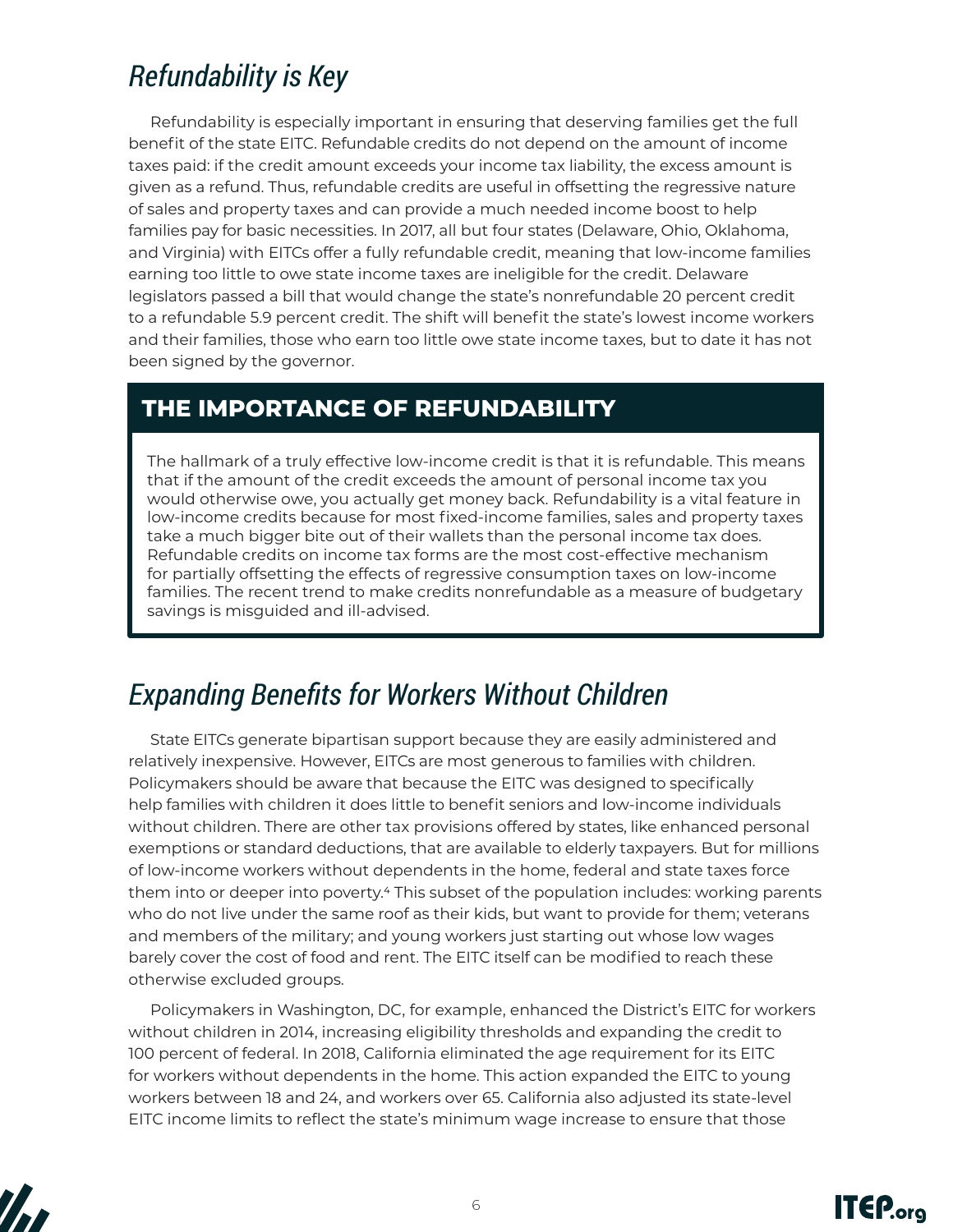## *Refundability is Key*

Refundability is especially important in ensuring that deserving families get the full benefit of the state EITC. Refundable credits do not depend on the amount of income taxes paid: if the credit amount exceeds your income tax liability, the excess amount is given as a refund. Thus, refundable credits are useful in offsetting the regressive nature of sales and property taxes and can provide a much needed income boost to help families pay for basic necessities. In 2017, all but four states (Delaware, Ohio, Oklahoma, and Virginia) with EITCs offer a fully refundable credit, meaning that low-income families earning too little to owe state income taxes are ineligible for the credit. Delaware legislators passed a bill that would change the state's nonrefundable 20 percent credit to a refundable 5.9 percent credit. The shift will benefit the state's lowest income workers and their families, those who earn too little owe state income taxes, but to date it has not been signed by the governor.

### THE IMPORTANCE OF REFUNDABILITY

The hallmark of a truly effective low-income credit is that it is refundable. This means that if the amount of the credit exceeds the amount of personal income tax you would otherwise owe, you actually get money back. Refundability is a vital feature in low-income credits because for most fixed-income families, sales and property taxes take a much bigger bite out of their wallets than the personal income tax does. Refundable credits on income tax forms are the most cost-effective mechanism for partially offsetting the effects of regressive consumption taxes on low-income families. The recent trend to make credits nonrefundable as a measure of budgetary savings is misguided and ill-advised.

## *Expanding Benefits for Workers Without Children*

State EITCs generate bipartisan support because they are easily administered and relatively inexpensive. However, EITCs are most generous to families with children. Policymakers should be aware that because the EITC was designed to specifically help families with children it does little to benefit seniors and low-income individuals without children. There are other tax provisions offered by states, like enhanced personal exemptions or standard deductions, that are available to elderly taxpayers. But for millions of low-income workers without dependents in the home, federal and state taxes force them into or deeper into poverty.[4] This subset of the population includes: working parents who do not live under the same roof as their kids, but want to provide for them; veterans and members of the military; and young workers just starting out whose low wages barely cover the cost of food and rent. The EITC itself can be modified to reach these otherwise excluded groups.

Policymakers in Washington, DC, for example, enhanced the District's EITC for workers without children in 2014, increasing eligibility thresholds and expanding the credit to 100 percent of federal. In 2018, California eliminated the age requirement for its EITC for workers without dependents in the home. This action expanded the EITC to young workers between 18 and 24, and workers over 65. California also adjusted its state-level EITC income limits to reflect the state's minimum wage increase to ensure that those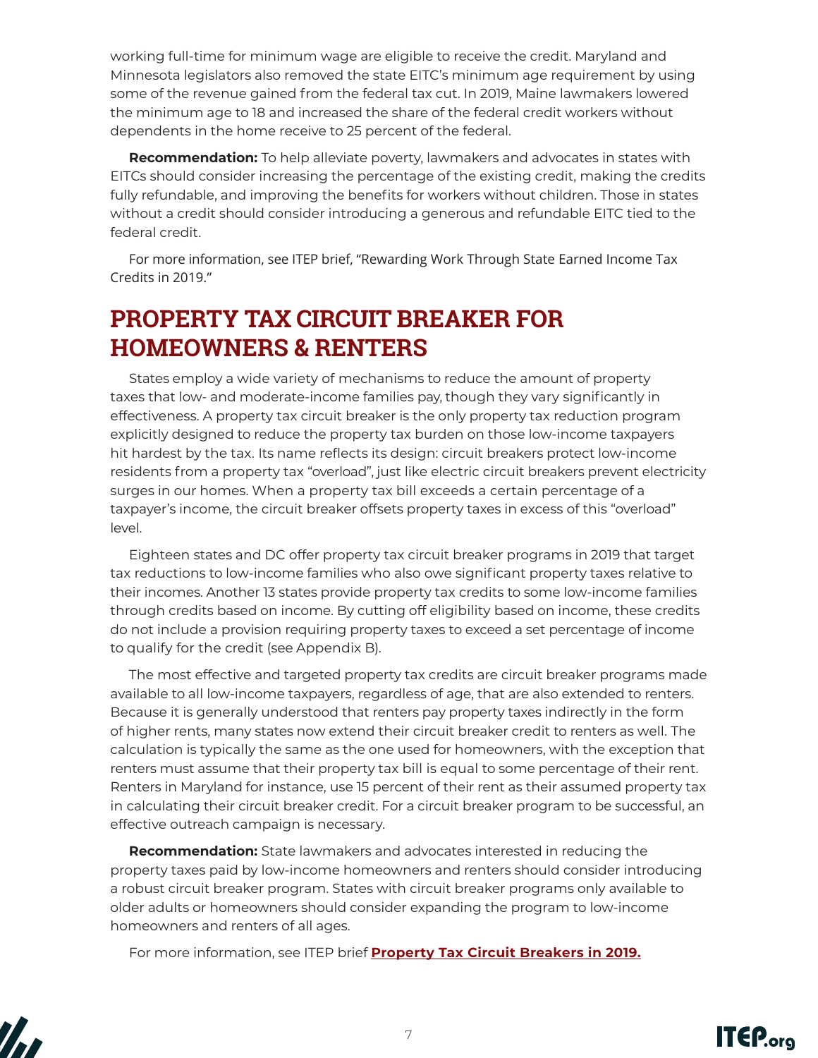working full-time for minimum wage are eligible to receive the credit. Maryland and Minnesota legislators also removed the state EITC's minimum age requirement by using some of the revenue gained from the federal tax cut. In 2019, Maine lawmakers lowered the minimum age to 18 and increased the share of the federal credit workers without dependents in the home receive to 25 percent of the federal.

**Recommendation:** To help alleviate poverty, lawmakers and advocates in states with EITCs should consider increasing the percentage of the existing credit, making the credits fully refundable, and improving the benefits for workers without children. Those in states without a credit should consider introducing a generous and refundable EITC tied to the federal credit.

For more information, see ITEP brief, "Rewarding Work Through State Earned Income Tax Credits in 2019."

## PROPERTY TAX CIRCUIT BREAKER FOR HOMEOWNERS & RENTERS

States employ a wide variety of mechanisms to reduce the amount of property taxes that low- and moderate-income families pay, though they vary significantly in effectiveness. A property tax circuit breaker is the only property tax reduction program explicitly designed to reduce the property tax burden on those low-income taxpayers hit hardest by the tax. Its name reflects its design: circuit breakers protect low-income residents from a property tax "overload", just like electric circuit breakers prevent electricity surges in our homes. When a property tax bill exceeds a certain percentage of a taxpayer's income, the circuit breaker offsets property taxes in excess of this "overload" level.

Eighteen states and DC offer property tax circuit breaker programs in 2019 that target tax reductions to low-income families who also owe significant property taxes relative to their incomes. Another 13 states provide property tax credits to some low-income families through credits based on income. By cutting off eligibility based on income, these credits do not include a provision requiring property taxes to exceed a set percentage of income to qualify for the credit (see Appendix B).

The most effective and targeted property tax credits are circuit breaker programs made available to all low-income taxpayers, regardless of age, that are also extended to renters. Because it is generally understood that renters pay property taxes indirectly in the form of higher rents, many states now extend their circuit breaker credit to renters as well. The calculation is typically the same as the one used for homeowners, with the exception that renters must assume that their property tax bill is equal to some percentage of their rent. Renters in Maryland for instance, use 15 percent of their rent as their assumed property tax in calculating their circuit breaker credit. For a circuit breaker program to be successful, an effective outreach campaign is necessary.

**Recommendation:** State lawmakers and advocates interested in reducing the property taxes paid by low-income homeowners and renters should consider introducing a robust circuit breaker program. States with circuit breaker programs only available to older adults or homeowners should consider expanding the program to low-income homeowners and renters of all ages.

For more information, see ITEP brief **Property Tax Circuit Breakers in 2019.**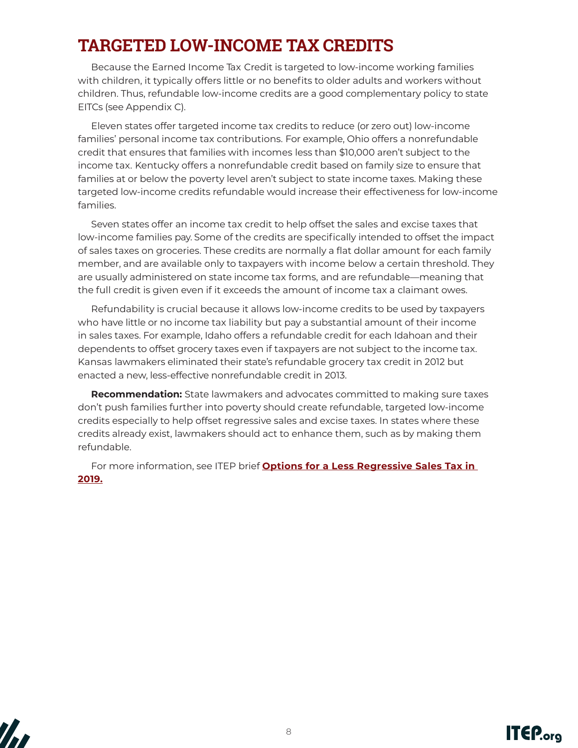# TARGETED LOW-INCOME TAX CREDITS

Because the Earned Income Tax Credit is targeted to low-income working families with children, it typically offers little or no benefits to older adults and workers without children. Thus, refundable low-income credits are a good complementary policy to state EITCs (see Appendix C).

Eleven states offer targeted income tax credits to reduce (or zero out) low-income families' personal income tax contributions. For example, Ohio offers a nonrefundable credit that ensures that families with incomes less than $10,000 aren't subject to the income tax. Kentucky offers a nonrefundable credit based on family size to ensure that families at or below the poverty level aren't subject to state income taxes. Making these targeted low-income credits refundable would increase their effectiveness for low-income families.

Seven states offer an income tax credit to help offset the sales and excise taxes that low-income families pay. Some of the credits are specifically intended to offset the impact of sales taxes on groceries. These credits are normally a flat dollar amount for each family member, and are available only to taxpayers with income below a certain threshold. They are usually administered on state income tax forms, and are refundable—meaning that the full credit is given even if it exceeds the amount of income tax a claimant owes.

Refundability is crucial because it allows low-income credits to be used by taxpayers who have little or no income tax liability but pay a substantial amount of their income in sales taxes. For example, Idaho offers a refundable credit for each Idahoan and their dependents to offset grocery taxes even if taxpayers are not subject to the income tax. Kansas lawmakers eliminated their state's refundable grocery tax credit in 2012 but enacted a new, less-effective nonrefundable credit in 2013.

**Recommendation:** State lawmakers and advocates committed to making sure taxes don't push families further into poverty should create refundable, targeted low-income credits especially to help offset regressive sales and excise taxes. In states where these credits already exist, lawmakers should act to enhance them, such as by making them refundable.

For more information, see ITEP brief **Options for a Less Regressive Sales Tax in 2019.**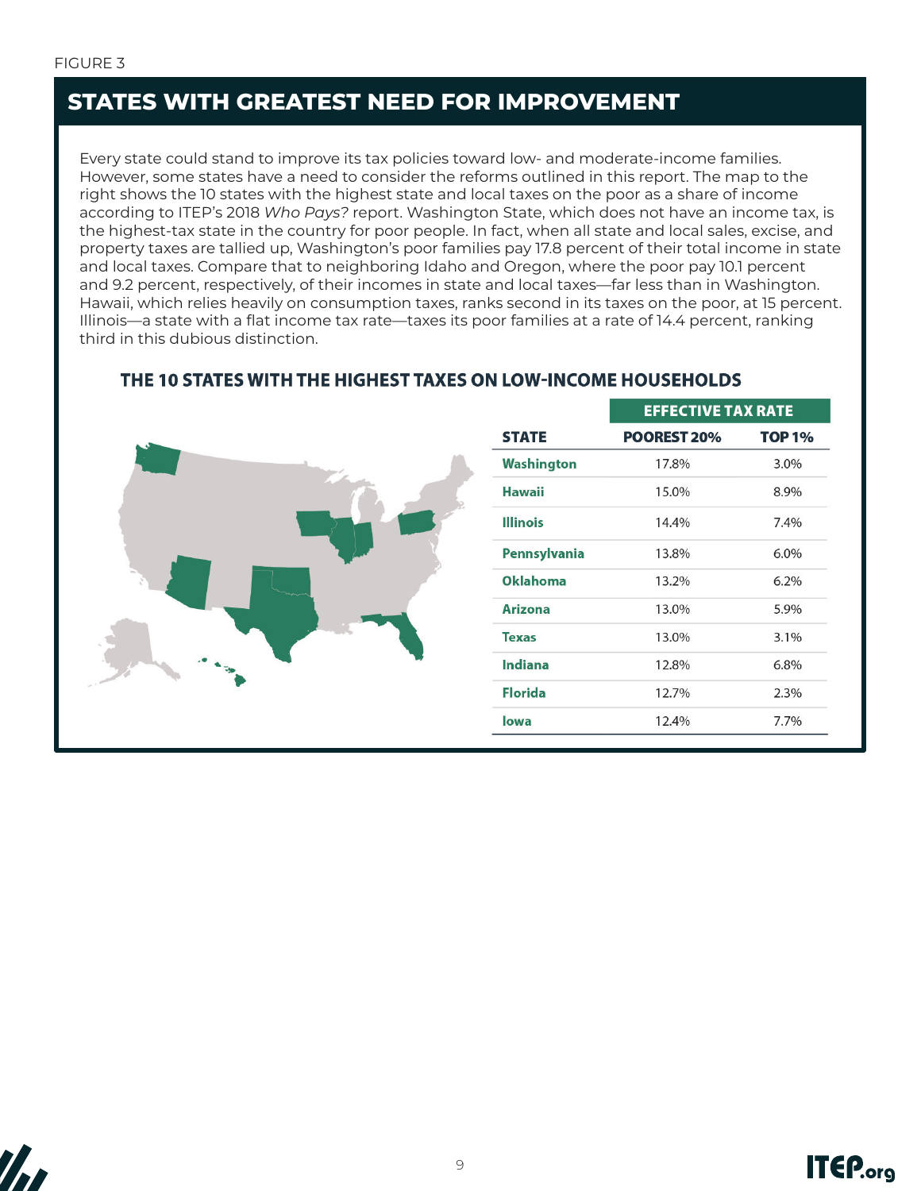FIGURE 3

## STATES WITH GREATEST NEED FOR IMPROVEMENT

Every state could stand to improve its tax policies toward low- and moderate-income families. However, some states have a need to consider the reforms outlined in this report. The map to the right shows the 10 states with the highest state and local taxes on the poor as a share of income according to ITEP's 2018 *Who Pays?* report. Washington State, which does not have an income tax, is the highest-tax state in the country for poor people. In fact, when all state and local sales, excise, and property taxes are tallied up, Washington's poor families pay 17.8 percent of their total income in state and local taxes. Compare that to neighboring Idaho and Oregon, where the poor pay 10.1 percent and 9.2 percent, respectively, of their incomes in state and local taxes—far less than in Washington. Hawaii, which relies heavily on consumption taxes, ranks second in its taxes on the poor, at 15 percent. Illinois—a state with a flat income tax rate—taxes its poor families at a rate of 14.4 percent, ranking third in this dubious distinction.

### THE 10 STATES WITH THE HIGHEST TAXES ON LOW-INCOME HOUSEHOLDS

| STATE | EFFECTIVE TAX RATE | |
|---|---|---|
| | POOREST 20% | TOP 1% |
| Washington | 17.8% | 3.0% |
| Hawaii | 15.0% | 8.9% |
| Illinois | 14.4% | 7.4% |
| Pennsylvania | 13.8% | 6.0% |
| Oklahoma | 13.2% | 6.2% |
| Arizona | 13.0% | 5.9% |
| Texas | 13.0% | 3.1% |
| Indiana | 12.8% | 6.8% |
| Florida | 12.7% | 2.3% |
| Iowa | 12.4% | 7.7% |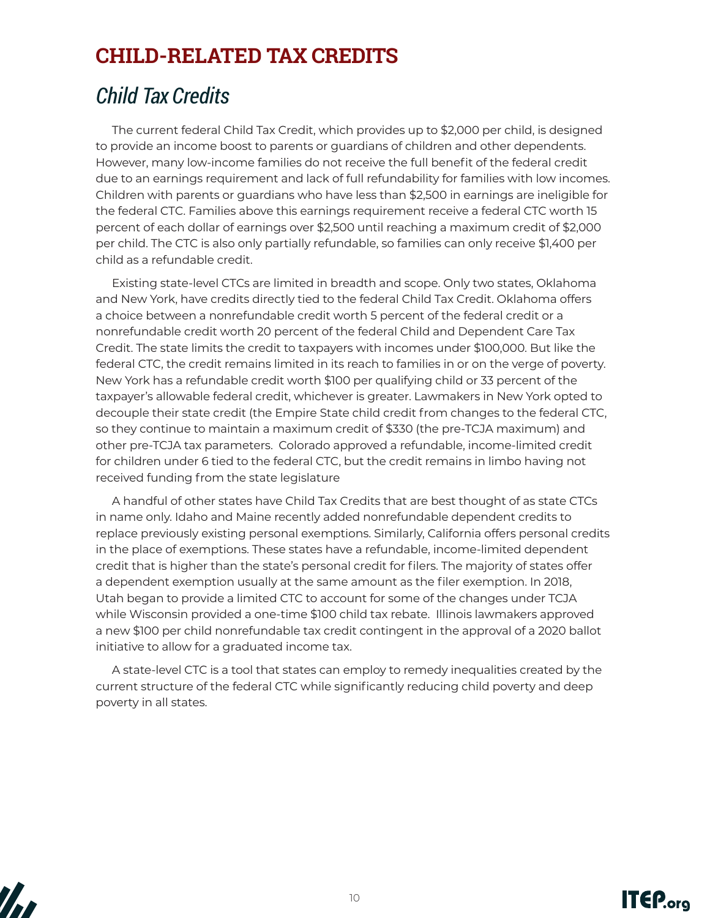# CHILD-RELATED TAX CREDITS

## *Child Tax Credits*

The current federal Child Tax Credit, which provides up to $2,000 per child, is designed to provide an income boost to parents or guardians of children and other dependents. However, many low-income families do not receive the full benefit of the federal credit due to an earnings requirement and lack of full refundability for families with low incomes. Children with parents or guardians who have less than $2,500 in earnings are ineligible for the federal CTC. Families above this earnings requirement receive a federal CTC worth 15 percent of each dollar of earnings over $2,500 until reaching a maximum credit of $2,000 per child. The CTC is also only partially refundable, so families can only receive $1,400 per child as a refundable credit.

Existing state-level CTCs are limited in breadth and scope. Only two states, Oklahoma and New York, have credits directly tied to the federal Child Tax Credit. Oklahoma offers a choice between a nonrefundable credit worth 5 percent of the federal credit or a nonrefundable credit worth 20 percent of the federal Child and Dependent Care Tax Credit. The state limits the credit to taxpayers with incomes under $100,000. But like the federal CTC, the credit remains limited in its reach to families in or on the verge of poverty. New York has a refundable credit worth $100 per qualifying child or 33 percent of the taxpayer's allowable federal credit, whichever is greater. Lawmakers in New York opted to decouple their state credit (the Empire State child credit from changes to the federal CTC, so they continue to maintain a maximum credit of $330 (the pre-TCJA maximum) and other pre-TCJA tax parameters. Colorado approved a refundable, income-limited credit for children under 6 tied to the federal CTC, but the credit remains in limbo having not received funding from the state legislature

A handful of other states have Child Tax Credits that are best thought of as state CTCs in name only. Idaho and Maine recently added nonrefundable dependent credits to replace previously existing personal exemptions. Similarly, California offers personal credits in the place of exemptions. These states have a refundable, income-limited dependent credit that is higher than the state's personal credit for filers. The majority of states offer a dependent exemption usually at the same amount as the filer exemption. In 2018, Utah began to provide a limited CTC to account for some of the changes under TCJA while Wisconsin provided a one-time $100 child tax rebate. Illinois lawmakers approved a new $100 per child nonrefundable tax credit contingent in the approval of a 2020 ballot initiative to allow for a graduated income tax.

A state-level CTC is a tool that states can employ to remedy inequalities created by the current structure of the federal CTC while significantly reducing child poverty and deep poverty in all states.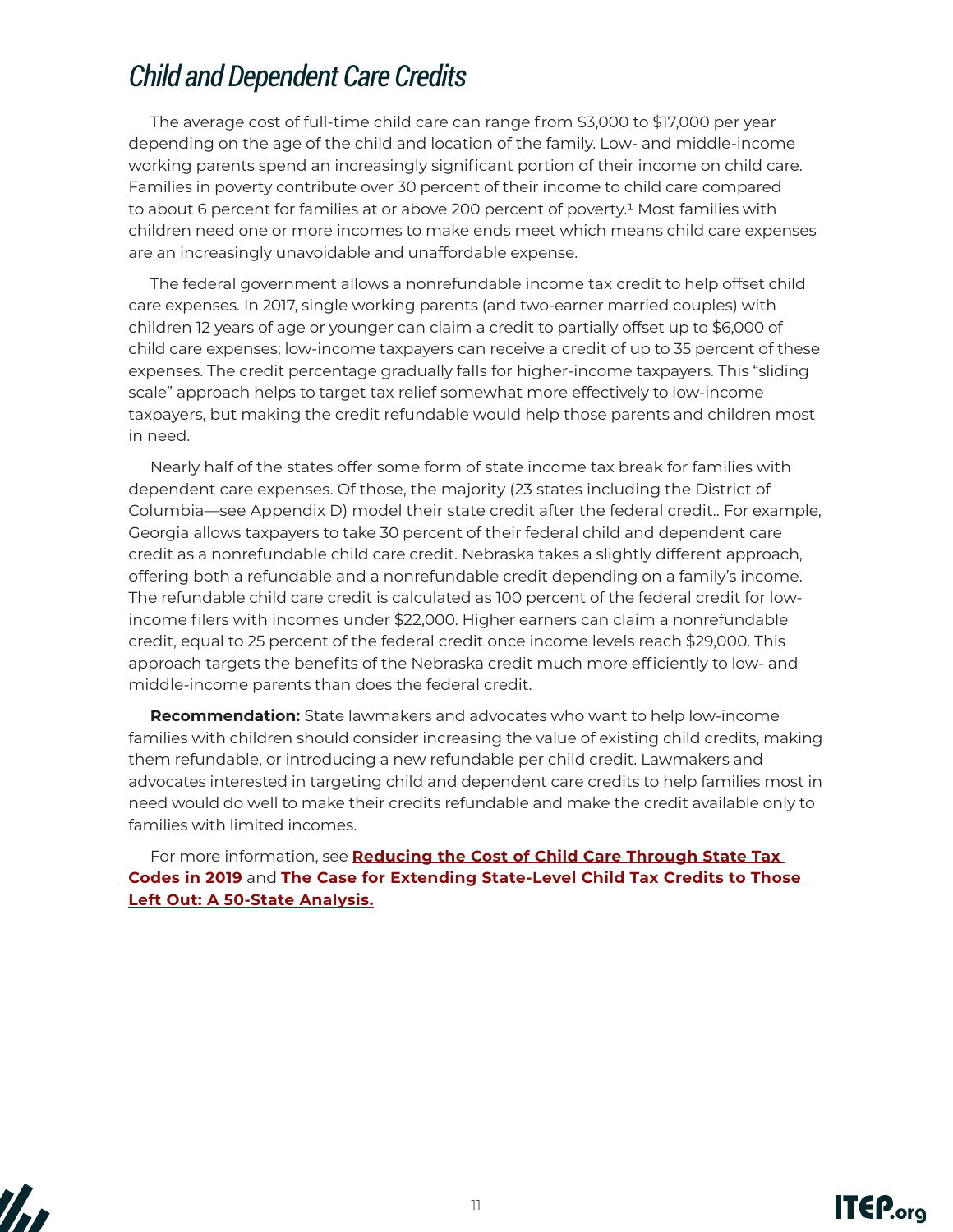## *Child and Dependent Care Credits*

The average cost of full-time child care can range from $3,000 to $17,000 per year depending on the age of the child and location of the family. Low- and middle-income working parents spend an increasingly significant portion of their income on child care. Families in poverty contribute over 30 percent of their income to child care compared to about 6 percent for families at or above 200 percent of poverty.[1] Most families with children need one or more incomes to make ends meet which means child care expenses are an increasingly unavoidable and unaffordable expense.

The federal government allows a nonrefundable income tax credit to help offset child care expenses. In 2017, single working parents (and two-earner married couples) with children 12 years of age or younger can claim a credit to partially offset up to $6,000 of child care expenses; low-income taxpayers can receive a credit of up to 35 percent of these expenses. The credit percentage gradually falls for higher-income taxpayers. This "sliding scale" approach helps to target tax relief somewhat more effectively to low-income taxpayers, but making the credit refundable would help those parents and children most in need.

Nearly half of the states offer some form of state income tax break for families with dependent care expenses. Of those, the majority (23 states including the District of Columbia—see Appendix D) model their state credit after the federal credit.. For example, Georgia allows taxpayers to take 30 percent of their federal child and dependent care credit as a nonrefundable child care credit. Nebraska takes a slightly different approach, offering both a refundable and a nonrefundable credit depending on a family's income. The refundable child care credit is calculated as 100 percent of the federal credit for low-income filers with incomes under $22,000. Higher earners can claim a nonrefundable credit, equal to 25 percent of the federal credit once income levels reach $29,000. This approach targets the benefits of the Nebraska credit much more efficiently to low- and middle-income parents than does the federal credit.

**Recommendation:** State lawmakers and advocates who want to help low-income families with children should consider increasing the value of existing child credits, making them refundable, or introducing a new refundable per child credit. Lawmakers and advocates interested in targeting child and dependent care credits to help families most in need would do well to make their credits refundable and make the credit available only to families with limited incomes.

For more information, see **Reducing the Cost of Child Care Through State Tax Codes in 2019** and **The Case for Extending State-Level Child Tax Credits to Those Left Out: A 50-State Analysis.**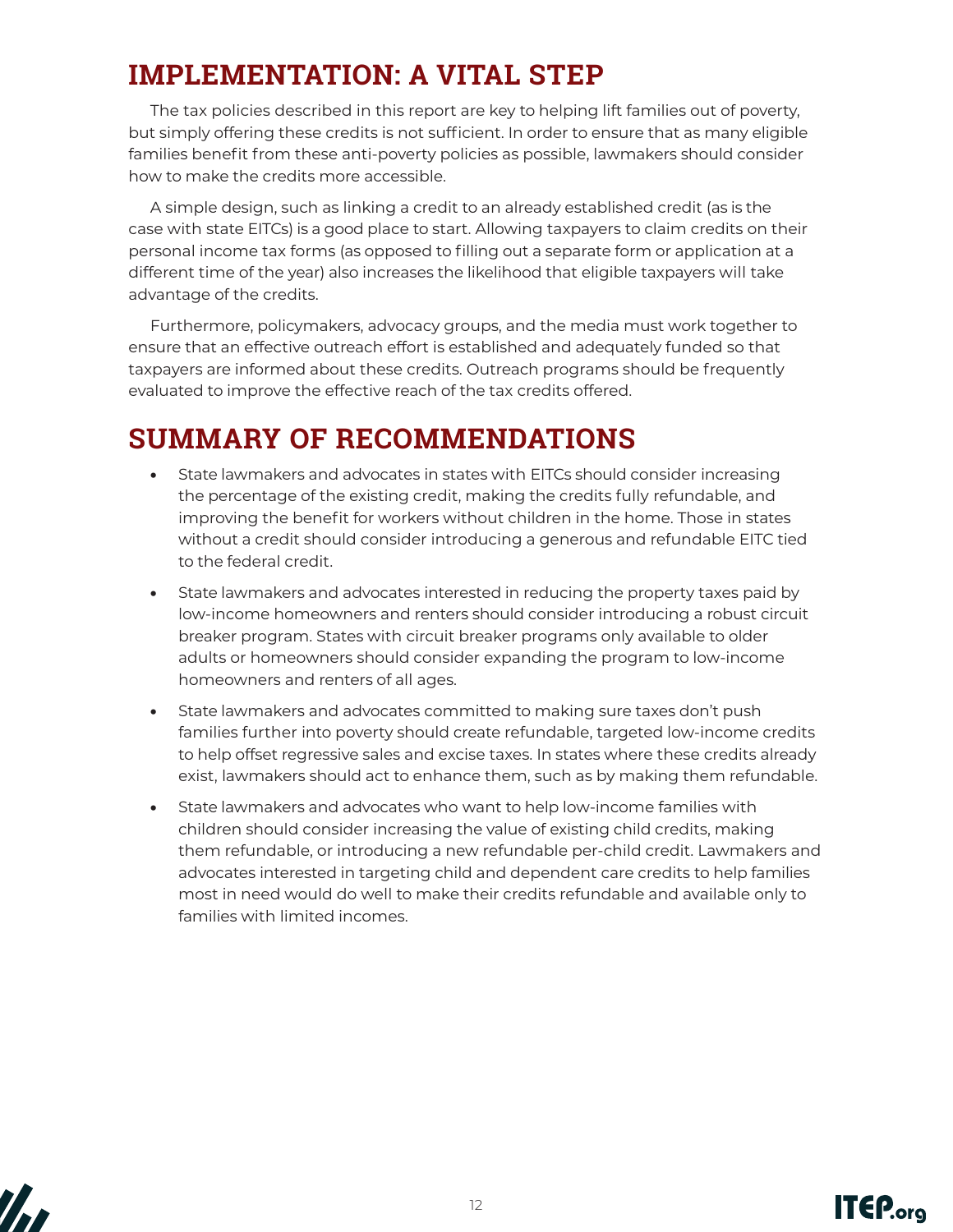## IMPLEMENTATION: A VITAL STEP

The tax policies described in this report are key to helping lift families out of poverty, but simply offering these credits is not sufficient. In order to ensure that as many eligible families benefit from these anti-poverty policies as possible, lawmakers should consider how to make the credits more accessible.

A simple design, such as linking a credit to an already established credit (as is the case with state EITCs) is a good place to start. Allowing taxpayers to claim credits on their personal income tax forms (as opposed to filling out a separate form or application at a different time of the year) also increases the likelihood that eligible taxpayers will take advantage of the credits.

Furthermore, policymakers, advocacy groups, and the media must work together to ensure that an effective outreach effort is established and adequately funded so that taxpayers are informed about these credits. Outreach programs should be frequently evaluated to improve the effective reach of the tax credits offered.

## SUMMARY OF RECOMMENDATIONS

- State lawmakers and advocates in states with EITCs should consider increasing the percentage of the existing credit, making the credits fully refundable, and improving the benefit for workers without children in the home. Those in states without a credit should consider introducing a generous and refundable EITC tied to the federal credit.
- State lawmakers and advocates interested in reducing the property taxes paid by low-income homeowners and renters should consider introducing a robust circuit breaker program. States with circuit breaker programs only available to older adults or homeowners should consider expanding the program to low-income homeowners and renters of all ages.
- State lawmakers and advocates committed to making sure taxes don't push families further into poverty should create refundable, targeted low-income credits to help offset regressive sales and excise taxes. In states where these credits already exist, lawmakers should act to enhance them, such as by making them refundable.
- State lawmakers and advocates who want to help low-income families with children should consider increasing the value of existing child credits, making them refundable, or introducing a new refundable per-child credit. Lawmakers and advocates interested in targeting child and dependent care credits to help families most in need would do well to make their credits refundable and available only to families with limited incomes.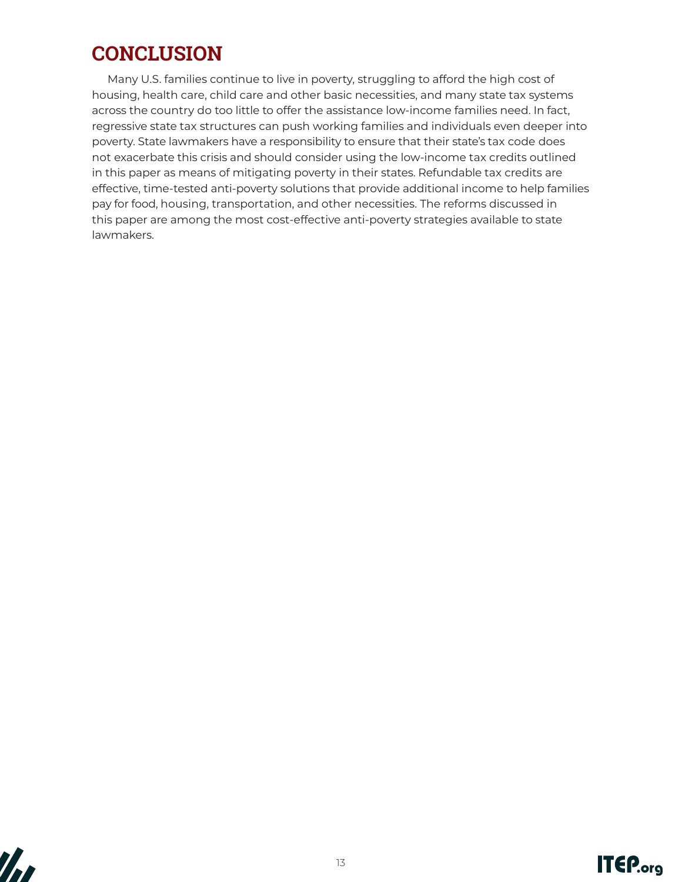## CONCLUSION

Many U.S. families continue to live in poverty, struggling to afford the high cost of housing, health care, child care and other basic necessities, and many state tax systems across the country do too little to offer the assistance low-income families need. In fact, regressive state tax structures can push working families and individuals even deeper into poverty. State lawmakers have a responsibility to ensure that their state's tax code does not exacerbate this crisis and should consider using the low-income tax credits outlined in this paper as means of mitigating poverty in their states. Refundable tax credits are effective, time-tested anti-poverty solutions that provide additional income to help families pay for food, housing, transportation, and other necessities. The reforms discussed in this paper are among the most cost-effective anti-poverty strategies available to state lawmakers.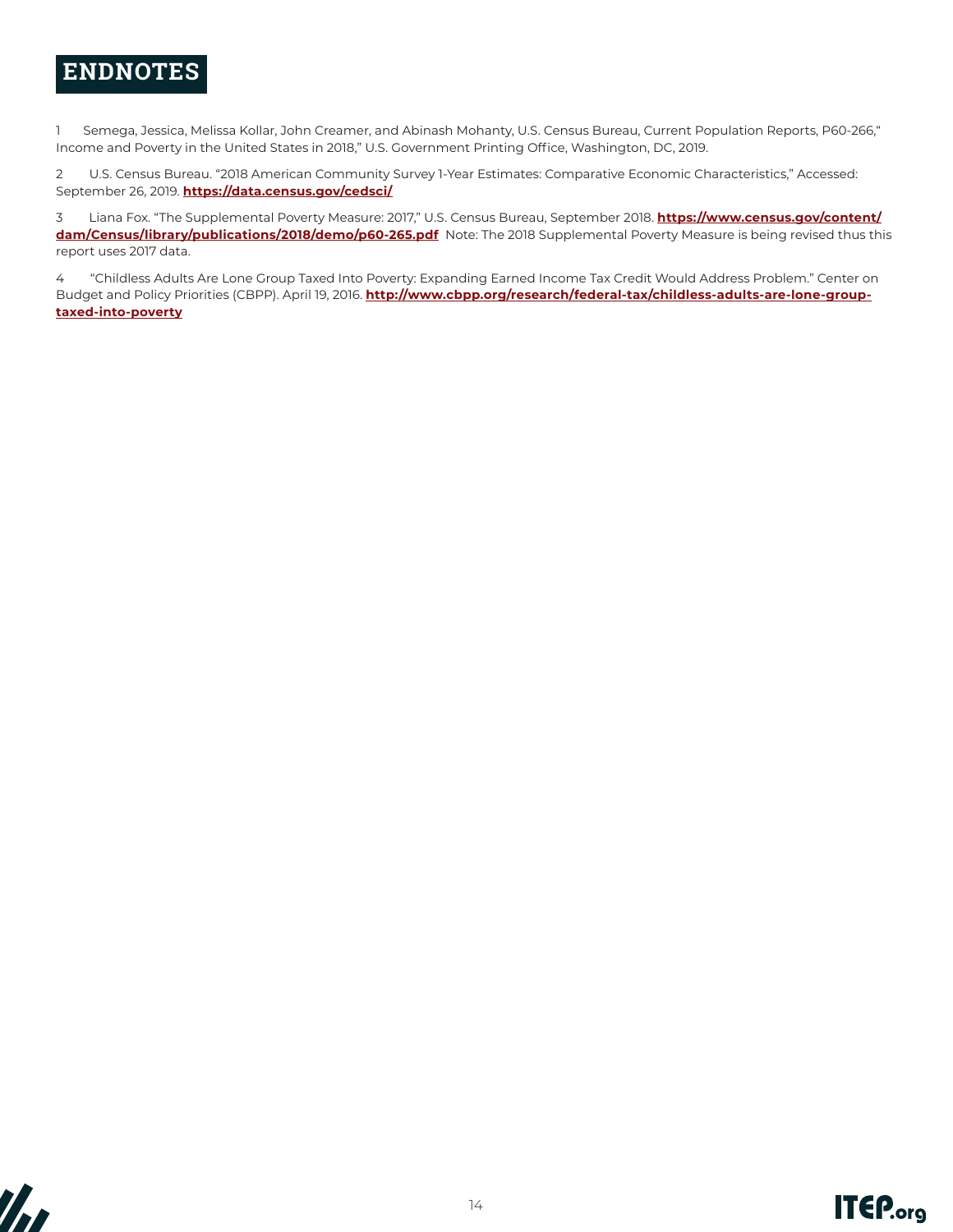## ENDNOTES

1 Semega, Jessica, Melissa Kollar, John Creamer, and Abinash Mohanty, U.S. Census Bureau, Current Population Reports, P60-266,“ Income and Poverty in the United States in 2018,” U.S. Government Printing Office, Washington, DC, 2019.

2 U.S. Census Bureau. “2018 American Community Survey 1-Year Estimates: Comparative Economic Characteristics,” Accessed: September 26, 2019. **https://data.census.gov/cedsci/**

3 Liana Fox. “The Supplemental Poverty Measure: 2017,” U.S. Census Bureau, September 2018. **https://www.census.gov/content/dam/Census/library/publications/2018/demo/p60-265.pdf** Note: The 2018 Supplemental Poverty Measure is being revised thus this report uses 2017 data.

4 “Childless Adults Are Lone Group Taxed Into Poverty: Expanding Earned Income Tax Credit Would Address Problem.” Center on Budget and Policy Priorities (CBPP). April 19, 2016. **http://www.cbpp.org/research/federal-tax/childless-adults-are-lone-group-taxed-into-poverty**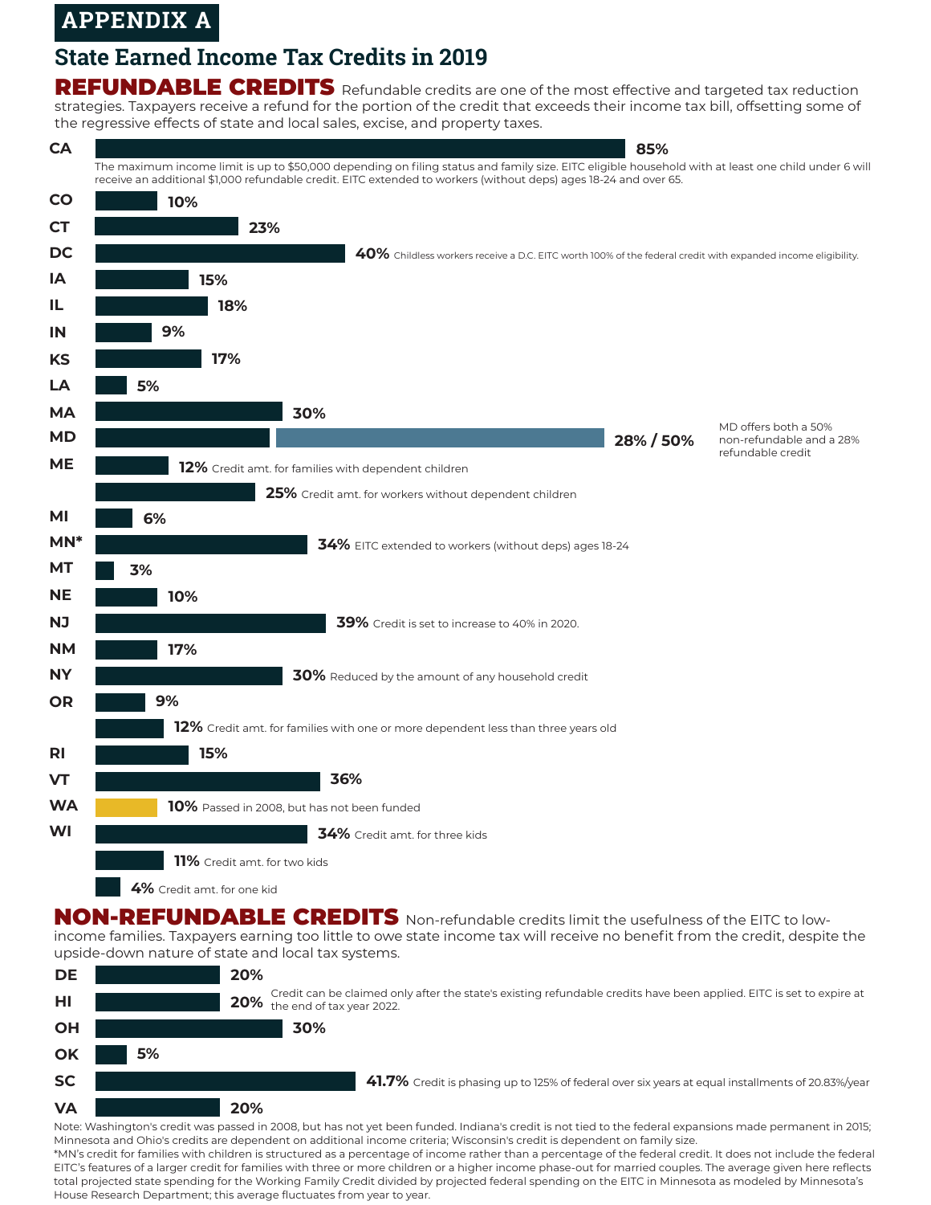# APPENDIX A

## State Earned Income Tax Credits in 2019

**REFUNDABLE CREDITS** Refundable credits are one of the most effective and targeted tax reduction strategies. Taxpayers receive a refund for the portion of the credit that exceeds their income tax bill, offsetting some of the regressive effects of state and local sales, excise, and property taxes.

| State | Credit | Notes |
|---|---|---|
| CA | 85% | The maximum income limit is up to $50,000 depending on filing status and family size. EITC eligible household with at least one child under 6 will receive an additional $1,000 refundable credit. EITC extended to workers (without deps) ages 18-24 and over 65. |
| CO | 10% | |
| CT | 23% | |
| DC | 40% | Childless workers receive a D.C. EITC worth 100% of the federal credit with expanded income eligibility. |
| IA | 15% | |
| IL | 18% | |
| IN | 9% | |
| KS | 17% | |
| LA | 5% | |
| MA | 30% | |
| MD | 28% / 50% | MD offers both a 50% non-refundable and a 28% refundable credit |
| ME | 12% | Credit amt. for families with dependent children |
| | 25% | Credit amt. for workers without dependent children |
| MI | 6% | |
| MN* | 34% | EITC extended to workers (without deps) ages 18-24 |
| MT | 3% | |
| NE | 10% | |
| NJ | 39% | Credit is set to increase to 40% in 2020. |
| NM | 17% | |
| NY | 30% | Reduced by the amount of any household credit |
| OR | 9% | |
| | 12% | Credit amt. for families with one or more dependent less than three years old |
| RI | 15% | |
| VT | 36% | |
| WA | 10% | Passed in 2008, but has not been funded |
| WI | 34% | Credit amt. for three kids |
| | 11% | Credit amt. for two kids |
| | 4% | Credit amt. for one kid |

**NON-REFUNDABLE CREDITS** Non-refundable credits limit the usefulness of the EITC to low-income families. Taxpayers earning too little to owe state income tax will receive no benefit from the credit, despite the upside-down nature of state and local tax systems.

| State | Credit | Notes |
|---|---|---|
| DE | 20% | |
| HI | 20% | Credit can be claimed only after the state's existing refundable credits have been applied. EITC is set to expire at the end of tax year 2022. |
| OH | 30% | |
| OK | 5% | |
| SC | 41.7% | Credit is phasing up to 125% of federal over six years at equal installments of 20.83%/year |
| VA | 20% | |

Note: Washington's credit was passed in 2008, but has not yet been funded. Indiana's credit is not tied to the federal expansions made permanent in 2015; Minnesota and Ohio's credits are dependent on additional income criteria; Wisconsin's credit is dependent on family size.

*MN's credit for families with children is structured as a percentage of income rather than a percentage of the federal credit. It does not include the federal EITC's features of a larger credit for families with three or more children or a higher income phase-out for married couples. The average given here reflects total projected state spending for the Working Family Credit divided by projected federal spending on the EITC in Minnesota as modeled by Minnesota's House Research Department; this average fluctuates from year to year.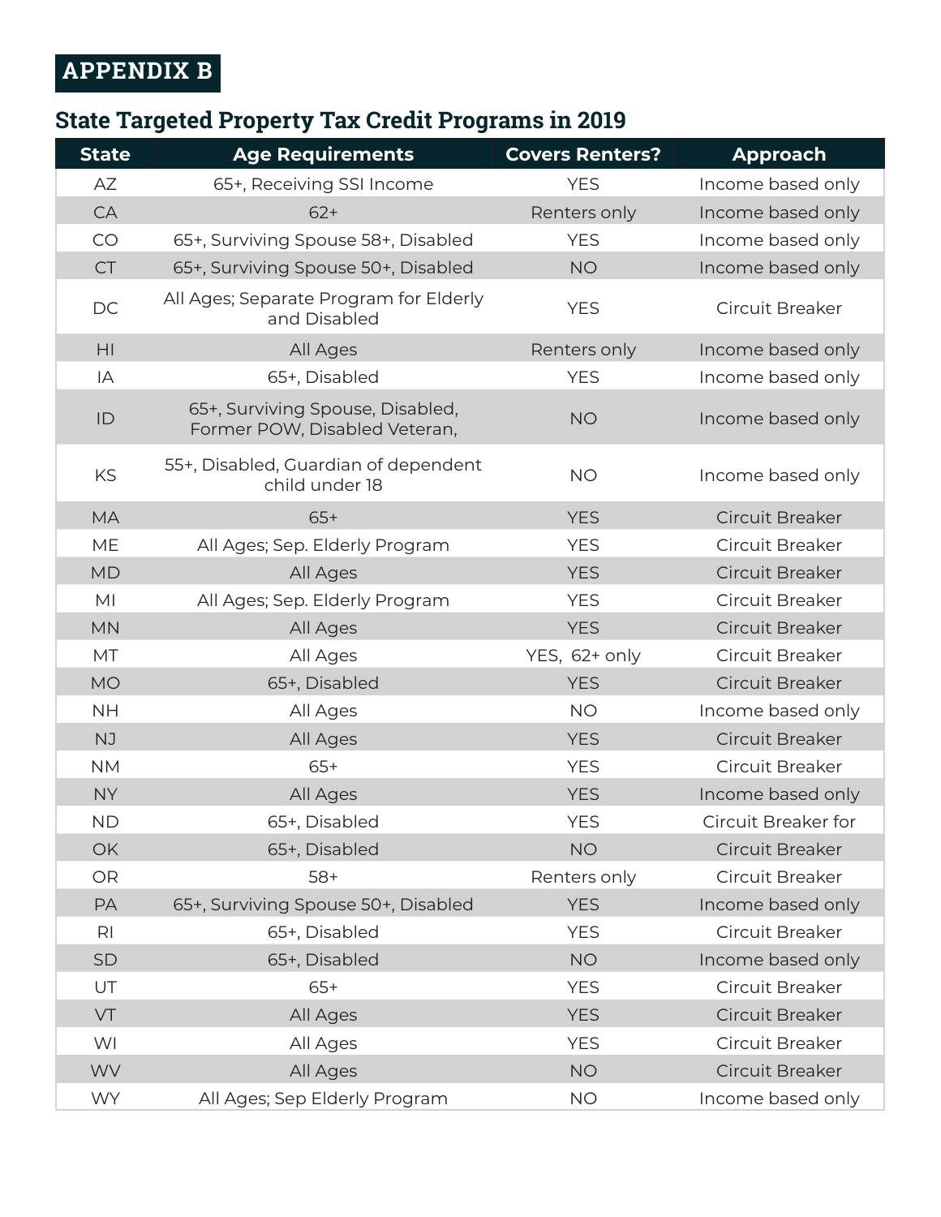## APPENDIX B

### State Targeted Property Tax Credit Programs in 2019

| State | Age Requirements | Covers Renters? | Approach |
|---|---|---|---|
| AZ | 65+, Receiving SSI Income | YES | Income based only |
| CA | 62+ | Renters only | Income based only |
| CO | 65+, Surviving Spouse 58+, Disabled | YES | Income based only |
| CT | 65+, Surviving Spouse 50+, Disabled | NO | Income based only |
| DC | All Ages; Separate Program for Elderly and Disabled | YES | Circuit Breaker |
| HI | All Ages | Renters only | Income based only |
| IA | 65+, Disabled | YES | Income based only |
| ID | 65+, Surviving Spouse, Disabled, Former POW, Disabled Veteran, | NO | Income based only |
| KS | 55+, Disabled, Guardian of dependent child under 18 | NO | Income based only |
| MA | 65+ | YES | Circuit Breaker |
| ME | All Ages; Sep. Elderly Program | YES | Circuit Breaker |
| MD | All Ages | YES | Circuit Breaker |
| MI | All Ages; Sep. Elderly Program | YES | Circuit Breaker |
| MN | All Ages | YES | Circuit Breaker |
| MT | All Ages | YES, 62+ only | Circuit Breaker |
| MO | 65+, Disabled | YES | Circuit Breaker |
| NH | All Ages | NO | Income based only |
| NJ | All Ages | YES | Circuit Breaker |
| NM | 65+ | YES | Circuit Breaker |
| NY | All Ages | YES | Income based only |
| ND | 65+, Disabled | YES | Circuit Breaker for |
| OK | 65+, Disabled | NO | Circuit Breaker |
| OR | 58+ | Renters only | Circuit Breaker |
| PA | 65+, Surviving Spouse 50+, Disabled | YES | Income based only |
| RI | 65+, Disabled | YES | Circuit Breaker |
| SD | 65+, Disabled | NO | Income based only |
| UT | 65+ | YES | Circuit Breaker |
| VT | All Ages | YES | Circuit Breaker |
| WI | All Ages | YES | Circuit Breaker |
| WV | All Ages | NO | Circuit Breaker |
| WY | All Ages; Sep Elderly Program | NO | Income based only |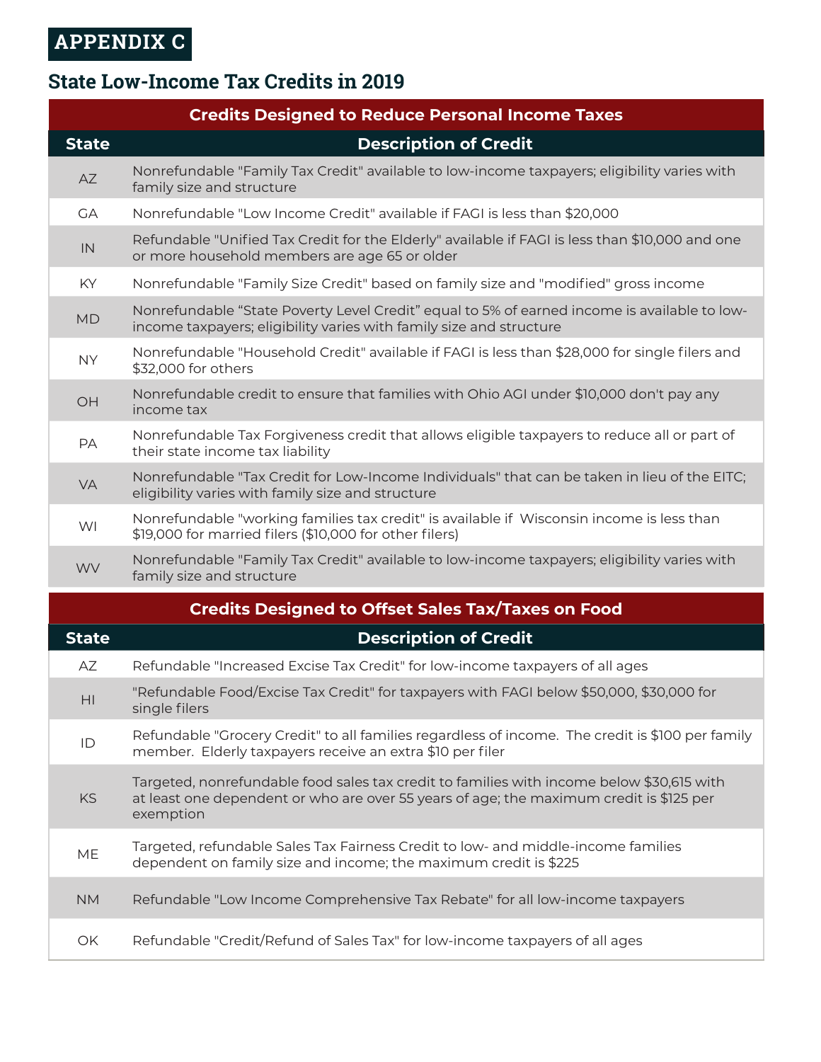# APPENDIX C

## State Low-Income Tax Credits in 2019

| Credits Designed to Reduce Personal Income Taxes | |
|---|---|
| **State** | **Description of Credit** |
| AZ | Nonrefundable "Family Tax Credit" available to low-income taxpayers; eligibility varies with family size and structure |
| GA | Nonrefundable "Low Income Credit" available if FAGI is less than $20,000 |
| IN | Refundable "Unified Tax Credit for the Elderly" available if FAGI is less than $10,000 and one or more household members are age 65 or older |
| KY | Nonrefundable "Family Size Credit" based on family size and "modified" gross income |
| MD | Nonrefundable "State Poverty Level Credit" equal to 5% of earned income is available to low-income taxpayers; eligibility varies with family size and structure |
| NY | Nonrefundable "Household Credit" available if FAGI is less than $28,000 for single filers and $32,000 for others |
| OH | Nonrefundable credit to ensure that families with Ohio AGI under $10,000 don't pay any income tax |
| PA | Nonrefundable Tax Forgiveness credit that allows eligible taxpayers to reduce all or part of their state income tax liability |
| VA | Nonrefundable "Tax Credit for Low-Income Individuals" that can be taken in lieu of the EITC; eligibility varies with family size and structure |
| WI | Nonrefundable "working families tax credit" is available if Wisconsin income is less than $19,000 for married filers ($10,000 for other filers) |
| WV | Nonrefundable "Family Tax Credit" available to low-income taxpayers; eligibility varies with family size and structure |

| Credits Designed to Offset Sales Tax/Taxes on Food | |
|---|---|
| **State** | **Description of Credit** |
| AZ | Refundable "Increased Excise Tax Credit" for low-income taxpayers of all ages |
| HI | "Refundable Food/Excise Tax Credit" for taxpayers with FAGI below $50,000, $30,000 for single filers |
| ID | Refundable "Grocery Credit" to all families regardless of income. The credit is $100 per family member. Elderly taxpayers receive an extra $10 per filer |
| KS | Targeted, nonrefundable food sales tax credit to families with income below $30,615 with at least one dependent or who are over 55 years of age; the maximum credit is $125 per exemption |
| ME | Targeted, refundable Sales Tax Fairness Credit to low- and middle-income families dependent on family size and income; the maximum credit is $225 |
| NM | Refundable "Low Income Comprehensive Tax Rebate" for all low-income taxpayers |
| OK | Refundable "Credit/Refund of Sales Tax" for low-income taxpayers of all ages |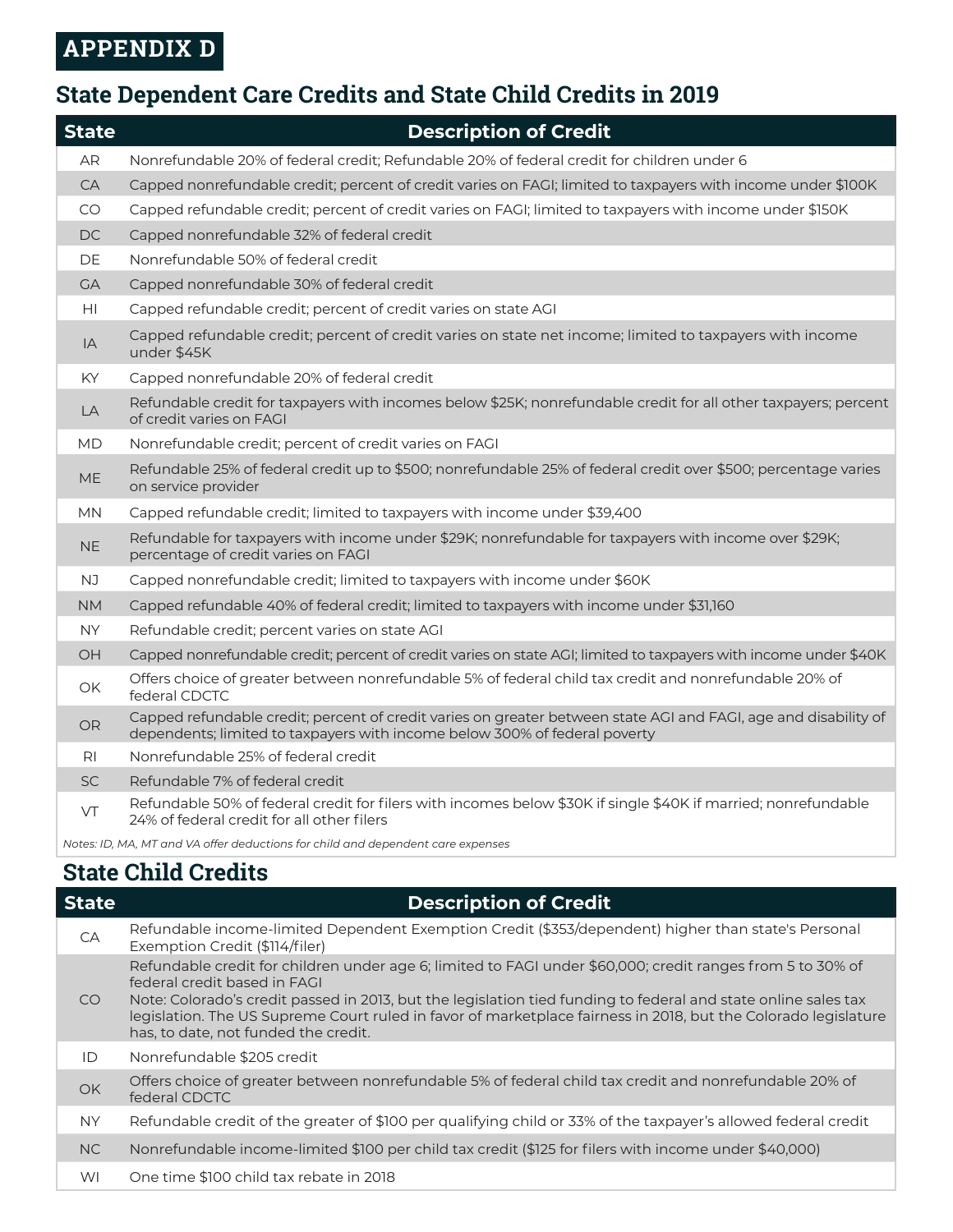# APPENDIX D

## State Dependent Care Credits and State Child Credits in 2019

| State | Description of Credit |
|---|---|
| AR | Nonrefundable 20% of federal credit; Refundable 20% of federal credit for children under 6 |
| CA | Capped nonrefundable credit; percent of credit varies on FAGI; limited to taxpayers with income under $100K |
| CO | Capped refundable credit; percent of credit varies on FAGI; limited to taxpayers with income under $150K |
| DC | Capped nonrefundable 32% of federal credit |
| DE | Nonrefundable 50% of federal credit |
| GA | Capped nonrefundable 30% of federal credit |
| HI | Capped refundable credit; percent of credit varies on state AGI |
| IA | Capped refundable credit; percent of credit varies on state net income; limited to taxpayers with income under $45K |
| KY | Capped nonrefundable 20% of federal credit |
| LA | Refundable credit for taxpayers with incomes below $25K; nonrefundable credit for all other taxpayers; percent of credit varies on FAGI |
| MD | Nonrefundable credit; percent of credit varies on FAGI |
| ME | Refundable 25% of federal credit up to $500; nonrefundable 25% of federal credit over $500; percentage varies on service provider |
| MN | Capped refundable credit; limited to taxpayers with income under $39,400 |
| NE | Refundable for taxpayers with income under $29K; nonrefundable for taxpayers with income over $29K; percentage of credit varies on FAGI |
| NJ | Capped nonrefundable credit; limited to taxpayers with income under $60K |
| NM | Capped refundable 40% of federal credit; limited to taxpayers with income under $31,160 |
| NY | Refundable credit; percent varies on state AGI |
| OH | Capped nonrefundable credit; percent of credit varies on state AGI; limited to taxpayers with income under $40K |
| OK | Offers choice of greater between nonrefundable 5% of federal child tax credit and nonrefundable 20% of federal CDCTC |
| OR | Capped refundable credit; percent of credit varies on greater between state AGI and FAGI, age and disability of dependents; limited to taxpayers with income below 300% of federal poverty |
| RI | Nonrefundable 25% of federal credit |
| SC | Refundable 7% of federal credit |
| VT | Refundable 50% of federal credit for filers with incomes below $30K if single $40K if married; nonrefundable 24% of federal credit for all other filers |

*Notes: ID, MA, MT and VA offer deductions for child and dependent care expenses*

## State Child Credits

| State | Description of Credit |
|---|---|
| CA | Refundable income-limited Dependent Exemption Credit ($353/dependent) higher than state's Personal Exemption Credit ($114/filer) |
| CO | Refundable credit for children under age 6; limited to FAGI under $60,000; credit ranges from 5 to 30% of federal credit based in FAGI<br>Note: Colorado's credit passed in 2013, but the legislation tied funding to federal and state online sales tax legislation. The US Supreme Court ruled in favor of marketplace fairness in 2018, but the Colorado legislature has, to date, not funded the credit. |
| ID | Nonrefundable $205 credit |
| OK | Offers choice of greater between nonrefundable 5% of federal child tax credit and nonrefundable 20% of federal CDCTC |
| NY | Refundable credit of the greater of $100 per qualifying child or 33% of the taxpayer's allowed federal credit |
| NC | Nonrefundable income-limited $100 per child tax credit ($125 for filers with income under $40,000) |
| WI | One time $100 child tax rebate in 2018 |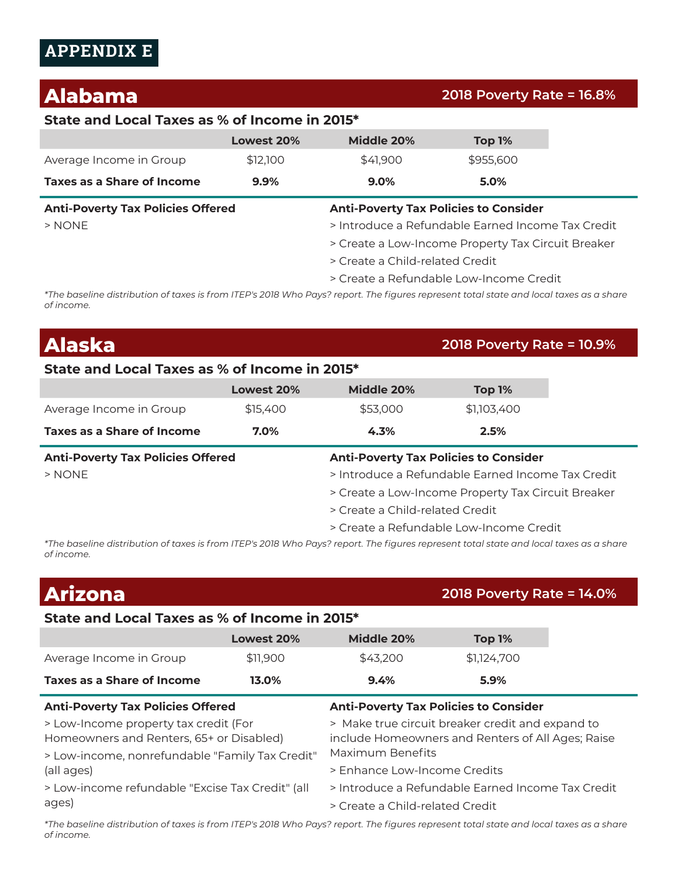# APPENDIX E

## Alabama

**2018 Poverty Rate = 16.8%**

### State and Local Taxes as % of Income in 2015*

| | Lowest 20% | Middle 20% | Top 1% |
|---|---|---|---|
| Average Income in Group | $12,100 | $41,900 | $955,600 |
| **Taxes as a Share of Income** | **9.9%** | **9.0%** | **5.0%** |

**Anti-Poverty Tax Policies Offered**

> NONE

**Anti-Poverty Tax Policies to Consider**

> Introduce a Refundable Earned Income Tax Credit

> Create a Low-Income Property Tax Circuit Breaker

> Create a Child-related Credit

> Create a Refundable Low-Income Credit

*\*The baseline distribution of taxes is from ITEP's 2018 Who Pays? report. The figures represent total state and local taxes as a share of income.*

## Alaska

**2018 Poverty Rate = 10.9%**

### State and Local Taxes as % of Income in 2015*

| | Lowest 20% | Middle 20% | Top 1% |
|---|---|---|---|
| Average Income in Group | $15,400 | $53,000 | $1,103,400 |
| **Taxes as a Share of Income** | **7.0%** | **4.3%** | **2.5%** |

**Anti-Poverty Tax Policies Offered**

> NONE

**Anti-Poverty Tax Policies to Consider**

> Introduce a Refundable Earned Income Tax Credit

> Create a Low-Income Property Tax Circuit Breaker

> Create a Child-related Credit

> Create a Refundable Low-Income Credit

*\*The baseline distribution of taxes is from ITEP's 2018 Who Pays? report. The figures represent total state and local taxes as a share of income.*

## Arizona

**2018 Poverty Rate = 14.0%**

### State and Local Taxes as % of Income in 2015*

| | Lowest 20% | Middle 20% | Top 1% |
|---|---|---|---|
| Average Income in Group | $11,900 | $43,200 | $1,124,700 |
| **Taxes as a Share of Income** | **13.0%** | **9.4%** | **5.9%** |

**Anti-Poverty Tax Policies Offered**

> Low-Income property tax credit (For Homeowners and Renters, 65+ or Disabled)

> Low-income, nonrefundable "Family Tax Credit" (all ages)

> Low-income refundable "Excise Tax Credit" (all ages)

**Anti-Poverty Tax Policies to Consider**

> Make true circuit breaker credit and expand to include Homeowners and Renters of All Ages; Raise Maximum Benefits

> Enhance Low-Income Credits

> Introduce a Refundable Earned Income Tax Credit

> Create a Child-related Credit

*\*The baseline distribution of taxes is from ITEP's 2018 Who Pays? report. The figures represent total state and local taxes as a share of income.*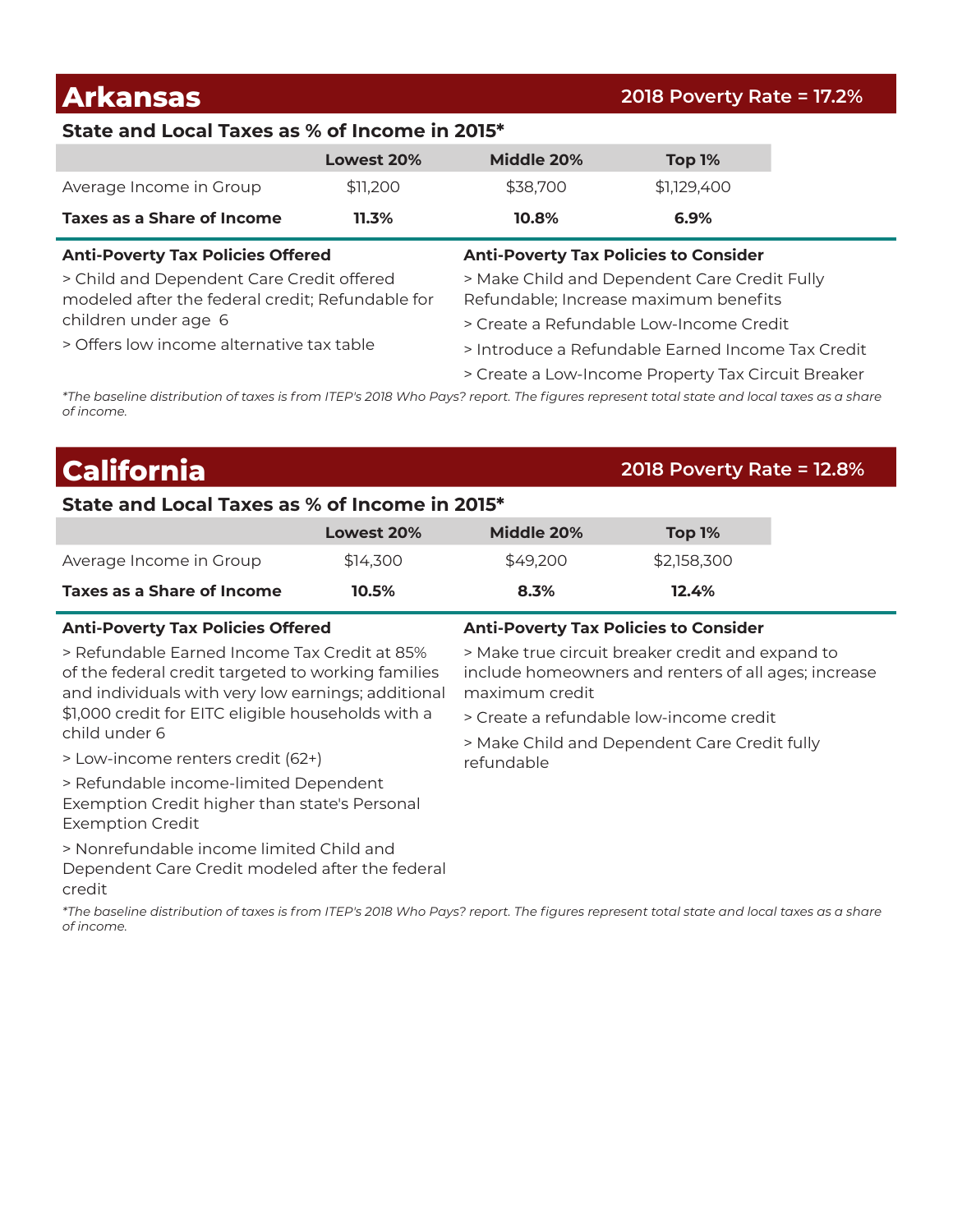## Arkansas

**2018 Poverty Rate = 17.2%**

### State and Local Taxes as % of Income in 2015*

| | Lowest 20% | Middle 20% | Top 1% |
|---|---|---|---|
| Average Income in Group | $11,200 | $38,700 | $1,129,400 |
| **Taxes as a Share of Income** | **11.3%** | **10.8%** | **6.9%** |

**Anti-Poverty Tax Policies Offered**

> Child and Dependent Care Credit offered modeled after the federal credit; Refundable for children under age 6

> Offers low income alternative tax table

**Anti-Poverty Tax Policies to Consider**

> Make Child and Dependent Care Credit Fully Refundable; Increase maximum benefits

> Create a Refundable Low-Income Credit

> Introduce a Refundable Earned Income Tax Credit

> Create a Low-Income Property Tax Circuit Breaker

*\*The baseline distribution of taxes is from ITEP's 2018 Who Pays? report. The figures represent total state and local taxes as a share of income.*

## California

**2018 Poverty Rate = 12.8%**

### State and Local Taxes as % of Income in 2015*

| | Lowest 20% | Middle 20% | Top 1% |
|---|---|---|---|
| Average Income in Group | $14,300 | $49,200 | $2,158,300 |
| **Taxes as a Share of Income** | **10.5%** | **8.3%** | **12.4%** |

**Anti-Poverty Tax Policies Offered**

> Refundable Earned Income Tax Credit at 85% of the federal credit targeted to working families and individuals with very low earnings; additional $1,000 credit for EITC eligible households with a child under 6

> Low-income renters credit (62+)

> Refundable income-limited Dependent Exemption Credit higher than state's Personal Exemption Credit

> Nonrefundable income limited Child and Dependent Care Credit modeled after the federal credit

**Anti-Poverty Tax Policies to Consider**

> Make true circuit breaker credit and expand to include homeowners and renters of all ages; increase maximum credit

> Create a refundable low-income credit

> Make Child and Dependent Care Credit fully refundable

*\*The baseline distribution of taxes is from ITEP's 2018 Who Pays? report. The figures represent total state and local taxes as a share of income.*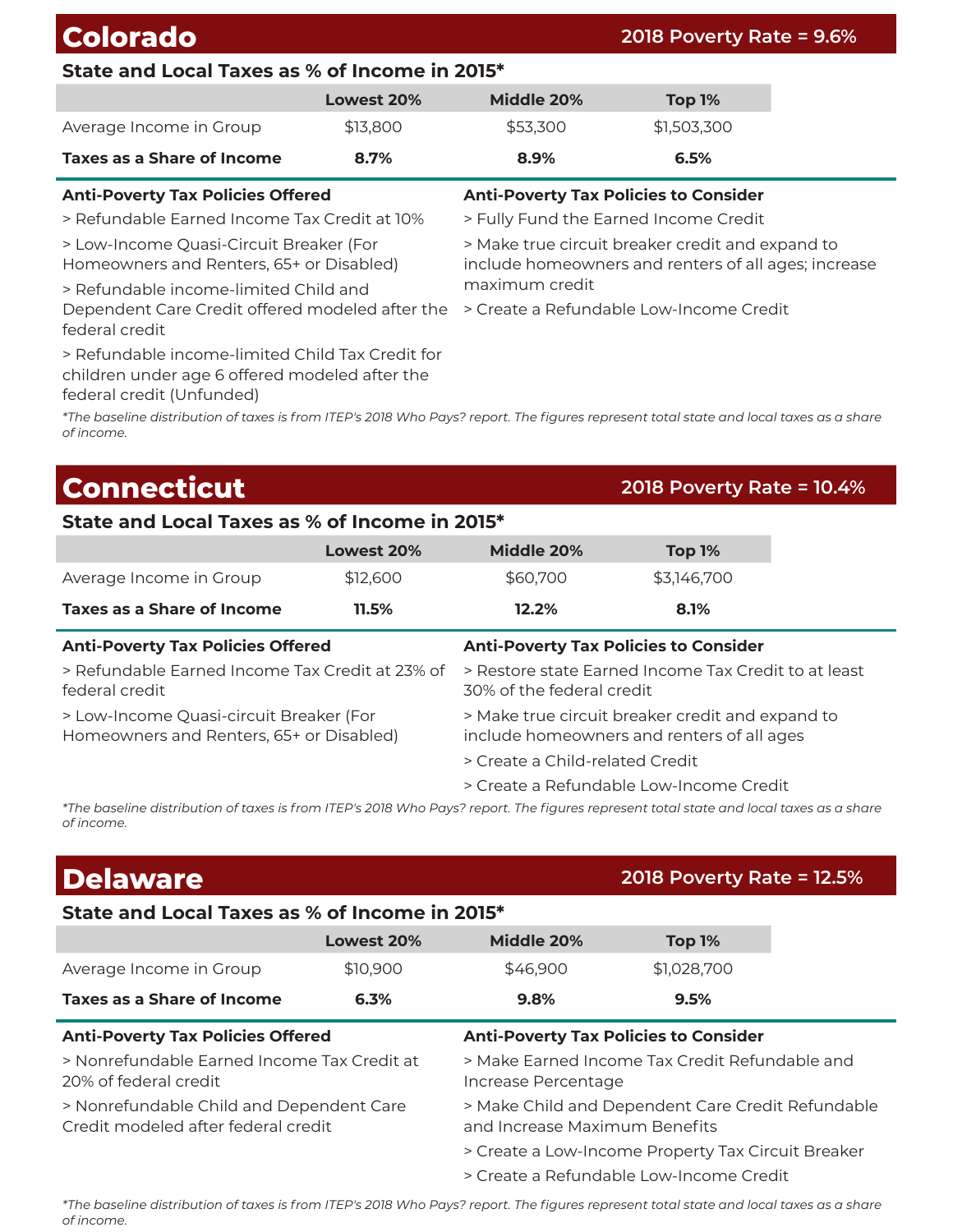## Colorado

**2018 Poverty Rate = 9.6%**

### State and Local Taxes as % of Income in 2015*

| | Lowest 20% | Middle 20% | Top 1% |
|---|---|---|---|
| Average Income in Group | $13,800 | $53,300 | $1,503,300 |
| **Taxes as a Share of Income** | **8.7%** | **8.9%** | **6.5%** |

**Anti-Poverty Tax Policies Offered**

> Refundable Earned Income Tax Credit at 10%

> Low-Income Quasi-Circuit Breaker (For Homeowners and Renters, 65+ or Disabled)

> Refundable income-limited Child and Dependent Care Credit offered modeled after the federal credit

> Refundable income-limited Child Tax Credit for children under age 6 offered modeled after the federal credit (Unfunded)

**Anti-Poverty Tax Policies to Consider**

> Fully Fund the Earned Income Credit

> Make true circuit breaker credit and expand to include homeowners and renters of all ages; increase maximum credit

> Create a Refundable Low-Income Credit

*\*The baseline distribution of taxes is from ITEP's 2018 Who Pays? report. The figures represent total state and local taxes as a share of income.*

## Connecticut

**2018 Poverty Rate = 10.4%**

### State and Local Taxes as % of Income in 2015*

| | Lowest 20% | Middle 20% | Top 1% |
|---|---|---|---|
| Average Income in Group | $12,600 | $60,700 | $3,146,700 |
| **Taxes as a Share of Income** | **11.5%** | **12.2%** | **8.1%** |

**Anti-Poverty Tax Policies Offered**

> Refundable Earned Income Tax Credit at 23% of federal credit

> Low-Income Quasi-circuit Breaker (For Homeowners and Renters, 65+ or Disabled)

**Anti-Poverty Tax Policies to Consider**

> Restore state Earned Income Tax Credit to at least 30% of the federal credit

> Make true circuit breaker credit and expand to include homeowners and renters of all ages

> Create a Child-related Credit

> Create a Refundable Low-Income Credit

*\*The baseline distribution of taxes is from ITEP's 2018 Who Pays? report. The figures represent total state and local taxes as a share of income.*

## Delaware

**2018 Poverty Rate = 12.5%**

### State and Local Taxes as % of Income in 2015*

| | Lowest 20% | Middle 20% | Top 1% |
|---|---|---|---|
| Average Income in Group | $10,900 | $46,900 | $1,028,700 |
| **Taxes as a Share of Income** | **6.3%** | **9.8%** | **9.5%** |

**Anti-Poverty Tax Policies Offered**

> Nonrefundable Earned Income Tax Credit at 20% of federal credit

> Nonrefundable Child and Dependent Care Credit modeled after federal credit

**Anti-Poverty Tax Policies to Consider**

> Make Earned Income Tax Credit Refundable and Increase Percentage

> Make Child and Dependent Care Credit Refundable and Increase Maximum Benefits

> Create a Low-Income Property Tax Circuit Breaker

> Create a Refundable Low-Income Credit

*\*The baseline distribution of taxes is from ITEP's 2018 Who Pays? report. The figures represent total state and local taxes as a share of income.*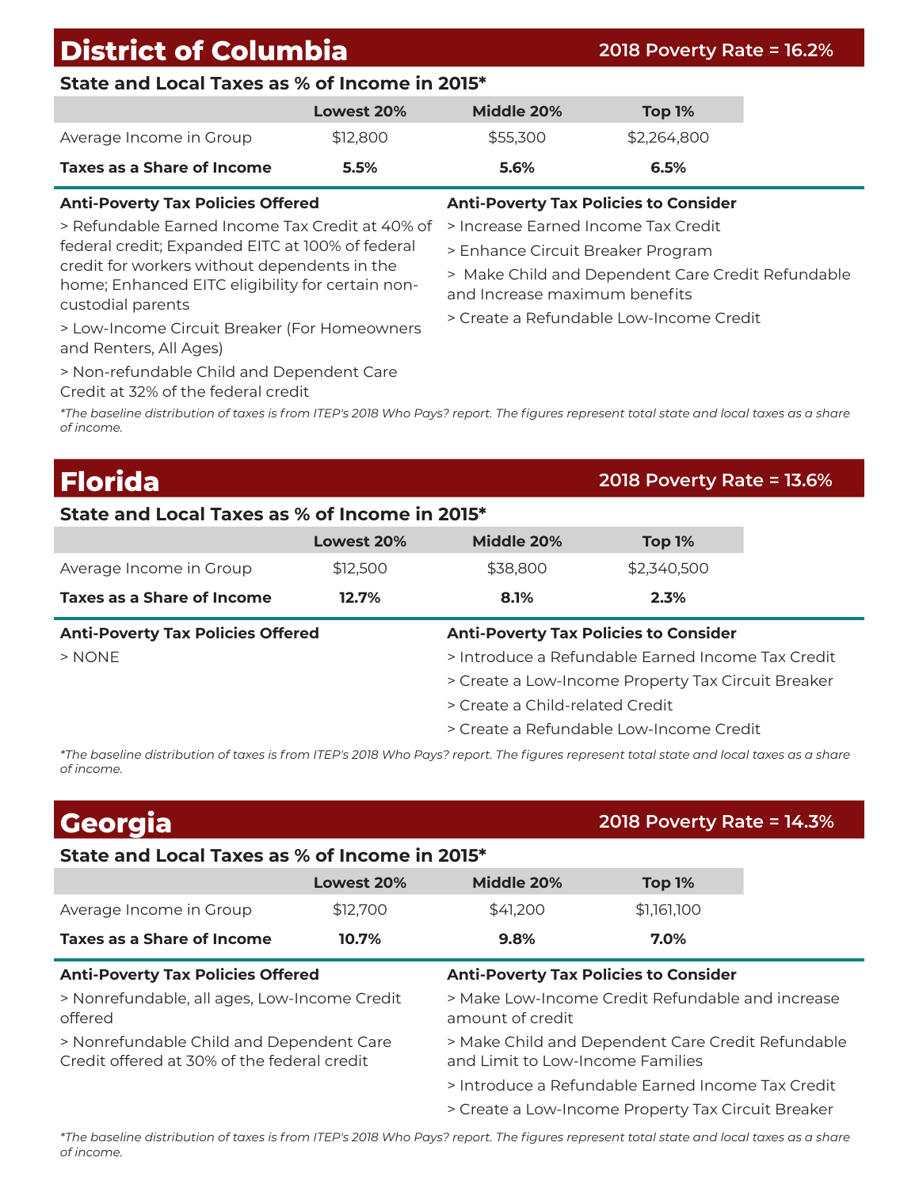## District of Columbia

**2018 Poverty Rate = 16.2%**

### State and Local Taxes as % of Income in 2015*

| | Lowest 20% | Middle 20% | Top 1% |
|---|---|---|---|
| Average Income in Group | $12,800 | $55,300 | $2,264,800 |
| **Taxes as a Share of Income** | **5.5%** | **5.6%** | **6.5%** |

**Anti-Poverty Tax Policies Offered**

> Refundable Earned Income Tax Credit at 40% of federal credit; Expanded EITC at 100% of federal credit for workers without dependents in the home; Enhanced EITC eligibility for certain non-custodial parents

> Low-Income Circuit Breaker (For Homeowners and Renters, All Ages)

> Non-refundable Child and Dependent Care Credit at 32% of the federal credit

**Anti-Poverty Tax Policies to Consider**

> Increase Earned Income Tax Credit

> Enhance Circuit Breaker Program

> Make Child and Dependent Care Credit Refundable and Increase maximum benefits

> Create a Refundable Low-Income Credit

*\*The baseline distribution of taxes is from ITEP's 2018 Who Pays? report. The figures represent total state and local taxes as a share of income.*

## Florida

**2018 Poverty Rate = 13.6%**

### State and Local Taxes as % of Income in 2015*

| | Lowest 20% | Middle 20% | Top 1% |
|---|---|---|---|
| Average Income in Group | $12,500 | $38,800 | $2,340,500 |
| **Taxes as a Share of Income** | **12.7%** | **8.1%** | **2.3%** |

**Anti-Poverty Tax Policies Offered**

> NONE

**Anti-Poverty Tax Policies to Consider**

> Introduce a Refundable Earned Income Tax Credit

> Create a Low-Income Property Tax Circuit Breaker

> Create a Child-related Credit

> Create a Refundable Low-Income Credit

*\*The baseline distribution of taxes is from ITEP's 2018 Who Pays? report. The figures represent total state and local taxes as a share of income.*

## Georgia

**2018 Poverty Rate = 14.3%**

### State and Local Taxes as % of Income in 2015*

| | Lowest 20% | Middle 20% | Top 1% |
|---|---|---|---|
| Average Income in Group | $12,700 | $41,200 | $1,161,100 |
| **Taxes as a Share of Income** | **10.7%** | **9.8%** | **7.0%** |

**Anti-Poverty Tax Policies Offered**

> Nonrefundable, all ages, Low-Income Credit offered

> Nonrefundable Child and Dependent Care Credit offered at 30% of the federal credit

**Anti-Poverty Tax Policies to Consider**

> Make Low-Income Credit Refundable and increase amount of credit

> Make Child and Dependent Care Credit Refundable and Limit to Low-Income Families

> Introduce a Refundable Earned Income Tax Credit

> Create a Low-Income Property Tax Circuit Breaker

*\*The baseline distribution of taxes is from ITEP's 2018 Who Pays? report. The figures represent total state and local taxes as a share of income.*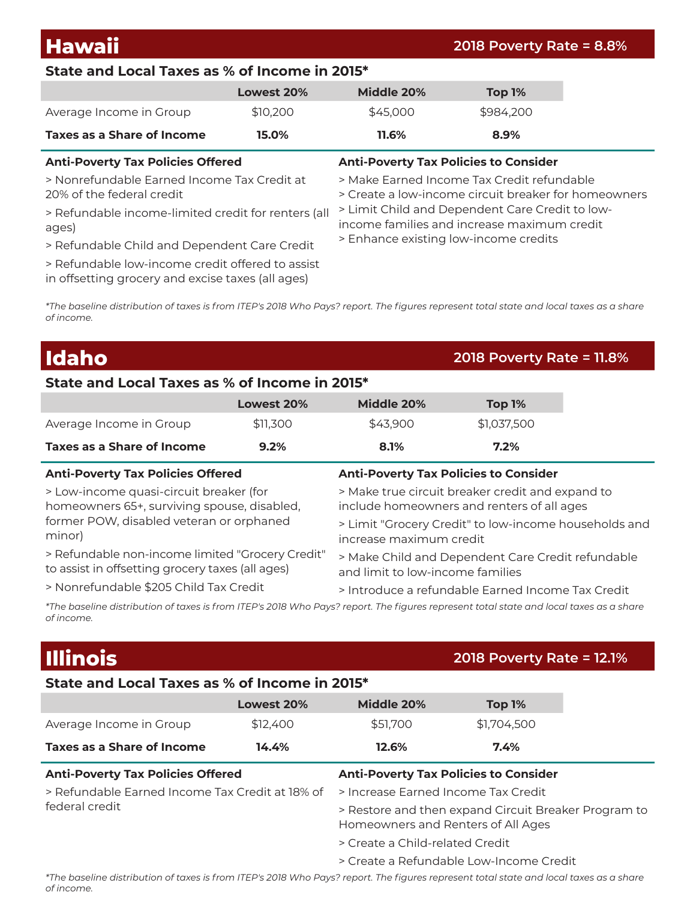## Hawaii

**2018 Poverty Rate = 8.8%**

### State and Local Taxes as % of Income in 2015*

| | Lowest 20% | Middle 20% | Top 1% |
|---|---|---|---|
| Average Income in Group | $10,200 | $45,000 | $984,200 |
| **Taxes as a Share of Income** | **15.0%** | **11.6%** | **8.9%** |

**Anti-Poverty Tax Policies Offered**

> Nonrefundable Earned Income Tax Credit at 20% of the federal credit

> Refundable income-limited credit for renters (all ages)

> Refundable Child and Dependent Care Credit

> Refundable low-income credit offered to assist in offsetting grocery and excise taxes (all ages)

**Anti-Poverty Tax Policies to Consider**

> Make Earned Income Tax Credit refundable

> Create a low-income circuit breaker for homeowners

> Limit Child and Dependent Care Credit to low-income families and increase maximum credit

> Enhance existing low-income credits

*\*The baseline distribution of taxes is from ITEP's 2018 Who Pays? report. The figures represent total state and local taxes as a share of income.*

## Idaho

**2018 Poverty Rate = 11.8%**

### State and Local Taxes as % of Income in 2015*

| | Lowest 20% | Middle 20% | Top 1% |
|---|---|---|---|
| Average Income in Group | $11,300 | $43,900 | $1,037,500 |
| **Taxes as a Share of Income** | **9.2%** | **8.1%** | **7.2%** |

**Anti-Poverty Tax Policies Offered**

> Low-income quasi-circuit breaker (for homeowners 65+, surviving spouse, disabled, former POW, disabled veteran or orphaned minor)

> Refundable non-income limited "Grocery Credit" to assist in offsetting grocery taxes (all ages)

> Nonrefundable $205 Child Tax Credit

**Anti-Poverty Tax Policies to Consider**

> Make true circuit breaker credit and expand to include homeowners and renters of all ages

> Limit "Grocery Credit" to low-income households and increase maximum credit

> Make Child and Dependent Care Credit refundable and limit to low-income families

> Introduce a refundable Earned Income Tax Credit

*\*The baseline distribution of taxes is from ITEP's 2018 Who Pays? report. The figures represent total state and local taxes as a share of income.*

## Illinois

**2018 Poverty Rate = 12.1%**

### State and Local Taxes as % of Income in 2015*

| | Lowest 20% | Middle 20% | Top 1% |
|---|---|---|---|
| Average Income in Group | $12,400 | $51,700 | $1,704,500 |
| **Taxes as a Share of Income** | **14.4%** | **12.6%** | **7.4%** |

**Anti-Poverty Tax Policies Offered**

> Refundable Earned Income Tax Credit at 18% of federal credit

**Anti-Poverty Tax Policies to Consider**

> Increase Earned Income Tax Credit

> Restore and then expand Circuit Breaker Program to Homeowners and Renters of All Ages

> Create a Child-related Credit

> Create a Refundable Low-Income Credit

*\*The baseline distribution of taxes is from ITEP's 2018 Who Pays? report. The figures represent total state and local taxes as a share of income.*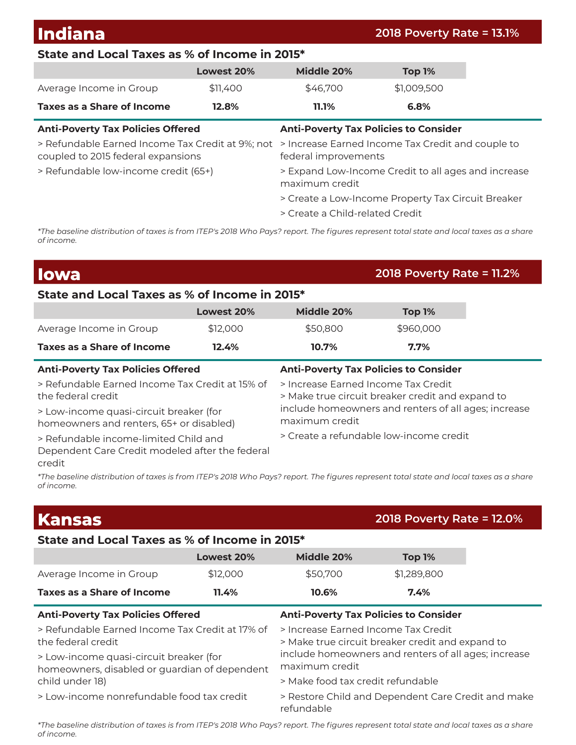## Indiana

**2018 Poverty Rate = 13.1%**

### State and Local Taxes as % of Income in 2015*

| | Lowest 20% | Middle 20% | Top 1% |
|---|---|---|---|
| Average Income in Group | $11,400 | $46,700 | $1,009,500 |
| **Taxes as a Share of Income** | **12.8%** | **11.1%** | **6.8%** |

**Anti-Poverty Tax Policies Offered**

> Refundable Earned Income Tax Credit at 9%; not coupled to 2015 federal expansions

> Refundable low-income credit (65+)

**Anti-Poverty Tax Policies to Consider**

> Increase Earned Income Tax Credit and couple to federal improvements

> Expand Low-Income Credit to all ages and increase maximum credit

> Create a Low-Income Property Tax Circuit Breaker

> Create a Child-related Credit

*\*The baseline distribution of taxes is from ITEP's 2018 Who Pays? report. The figures represent total state and local taxes as a share of income.*

## Iowa

**2018 Poverty Rate = 11.2%**

### State and Local Taxes as % of Income in 2015*

| | Lowest 20% | Middle 20% | Top 1% |
|---|---|---|---|
| Average Income in Group | $12,000 | $50,800 | $960,000 |
| **Taxes as a Share of Income** | **12.4%** | **10.7%** | **7.7%** |

**Anti-Poverty Tax Policies Offered**

> Refundable Earned Income Tax Credit at 15% of the federal credit

> Low-income quasi-circuit breaker (for homeowners and renters, 65+ or disabled)

> Refundable income-limited Child and Dependent Care Credit modeled after the federal credit

**Anti-Poverty Tax Policies to Consider**

> Increase Earned Income Tax Credit

> Make true circuit breaker credit and expand to include homeowners and renters of all ages; increase maximum credit

> Create a refundable low-income credit

*\*The baseline distribution of taxes is from ITEP's 2018 Who Pays? report. The figures represent total state and local taxes as a share of income.*

## Kansas

**2018 Poverty Rate = 12.0%**

### State and Local Taxes as % of Income in 2015*

| | Lowest 20% | Middle 20% | Top 1% |
|---|---|---|---|
| Average Income in Group | $12,000 | $50,700 | $1,289,800 |
| **Taxes as a Share of Income** | **11.4%** | **10.6%** | **7.4%** |

**Anti-Poverty Tax Policies Offered**

> Refundable Earned Income Tax Credit at 17% of the federal credit

> Low-income quasi-circuit breaker (for homeowners, disabled or guardian of dependent child under 18)

> Low-income nonrefundable food tax credit

**Anti-Poverty Tax Policies to Consider**

> Increase Earned Income Tax Credit

> Make true circuit breaker credit and expand to include homeowners and renters of all ages; increase maximum credit

> Make food tax credit refundable

> Restore Child and Dependent Care Credit and make refundable

*\*The baseline distribution of taxes is from ITEP's 2018 Who Pays? report. The figures represent total state and local taxes as a share of income.*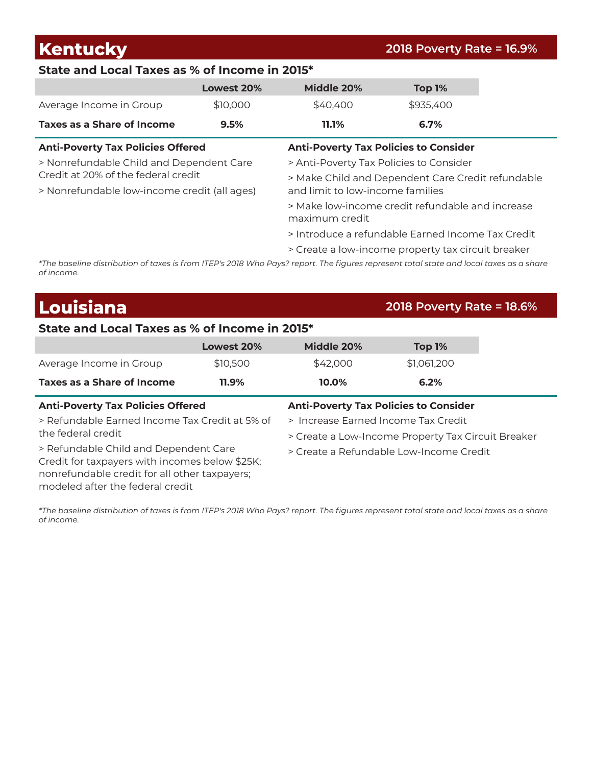## Kentucky

**2018 Poverty Rate = 16.9%**

### State and Local Taxes as % of Income in 2015*

| | Lowest 20% | Middle 20% | Top 1% |
|---|---|---|---|
| Average Income in Group | $10,000 | $40,400 | $935,400 |
| **Taxes as a Share of Income** | **9.5%** | **11.1%** | **6.7%** |

**Anti-Poverty Tax Policies Offered**

> Nonrefundable Child and Dependent Care Credit at 20% of the federal credit

> Nonrefundable low-income credit (all ages)

**Anti-Poverty Tax Policies to Consider**

> Anti-Poverty Tax Policies to Consider

> Make Child and Dependent Care Credit refundable and limit to low-income families

> Make low-income credit refundable and increase maximum credit

> Introduce a refundable Earned Income Tax Credit

> Create a low-income property tax circuit breaker

*\*The baseline distribution of taxes is from ITEP's 2018 Who Pays? report. The figures represent total state and local taxes as a share of income.*

## Louisiana

**2018 Poverty Rate = 18.6%**

### State and Local Taxes as % of Income in 2015*

| | Lowest 20% | Middle 20% | Top 1% |
|---|---|---|---|
| Average Income in Group | $10,500 | $42,000 | $1,061,200 |
| **Taxes as a Share of Income** | **11.9%** | **10.0%** | **6.2%** |

**Anti-Poverty Tax Policies Offered**

> Refundable Earned Income Tax Credit at 5% of the federal credit

> Refundable Child and Dependent Care Credit for taxpayers with incomes below $25K; nonrefundable credit for all other taxpayers; modeled after the federal credit

**Anti-Poverty Tax Policies to Consider**

> Increase Earned Income Tax Credit

> Create a Low-Income Property Tax Circuit Breaker

> Create a Refundable Low-Income Credit

*\*The baseline distribution of taxes is from ITEP's 2018 Who Pays? report. The figures represent total state and local taxes as a share of income.*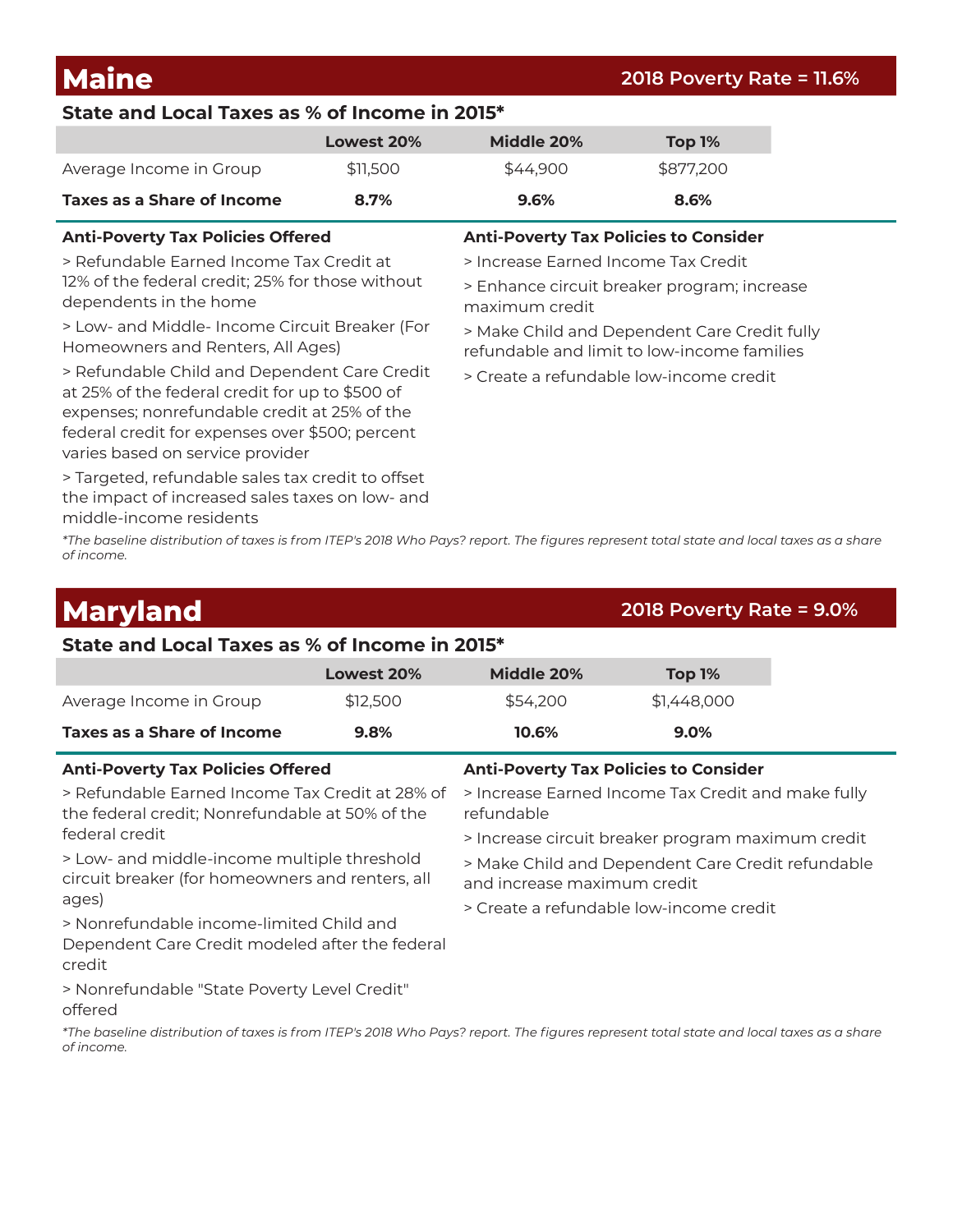# Maine

**2018 Poverty Rate = 11.6%**

## State and Local Taxes as % of Income in 2015*

| | Lowest 20% | Middle 20% | Top 1% |
|---|---|---|---|
| Average Income in Group | $11,500 | $44,900 | $877,200 |
| **Taxes as a Share of Income** | **8.7%** | **9.6%** | **8.6%** |

### Anti-Poverty Tax Policies Offered

> Refundable Earned Income Tax Credit at 12% of the federal credit; 25% for those without dependents in the home

> Low- and Middle- Income Circuit Breaker (For Homeowners and Renters, All Ages)

> Refundable Child and Dependent Care Credit at 25% of the federal credit for up to $500 of expenses; nonrefundable credit at 25% of the federal credit for expenses over $500; percent varies based on service provider

> Targeted, refundable sales tax credit to offset the impact of increased sales taxes on low- and middle-income residents

### Anti-Poverty Tax Policies to Consider

> Increase Earned Income Tax Credit

> Enhance circuit breaker program; increase maximum credit

> Make Child and Dependent Care Credit fully refundable and limit to low-income families

> Create a refundable low-income credit

*\*The baseline distribution of taxes is from ITEP's 2018 Who Pays? report. The figures represent total state and local taxes as a share of income.*

# Maryland

**2018 Poverty Rate = 9.0%**

## State and Local Taxes as % of Income in 2015*

| | Lowest 20% | Middle 20% | Top 1% |
|---|---|---|---|
| Average Income in Group | $12,500 | $54,200 | $1,448,000 |
| **Taxes as a Share of Income** | **9.8%** | **10.6%** | **9.0%** |

### Anti-Poverty Tax Policies Offered

> Refundable Earned Income Tax Credit at 28% of the federal credit; Nonrefundable at 50% of the federal credit

> Low- and middle-income multiple threshold circuit breaker (for homeowners and renters, all ages)

> Nonrefundable income-limited Child and Dependent Care Credit modeled after the federal credit

> Nonrefundable "State Poverty Level Credit" offered

### Anti-Poverty Tax Policies to Consider

> Increase Earned Income Tax Credit and make fully refundable

> Increase circuit breaker program maximum credit

> Make Child and Dependent Care Credit refundable and increase maximum credit

> Create a refundable low-income credit

*\*The baseline distribution of taxes is from ITEP's 2018 Who Pays? report. The figures represent total state and local taxes as a share of income.*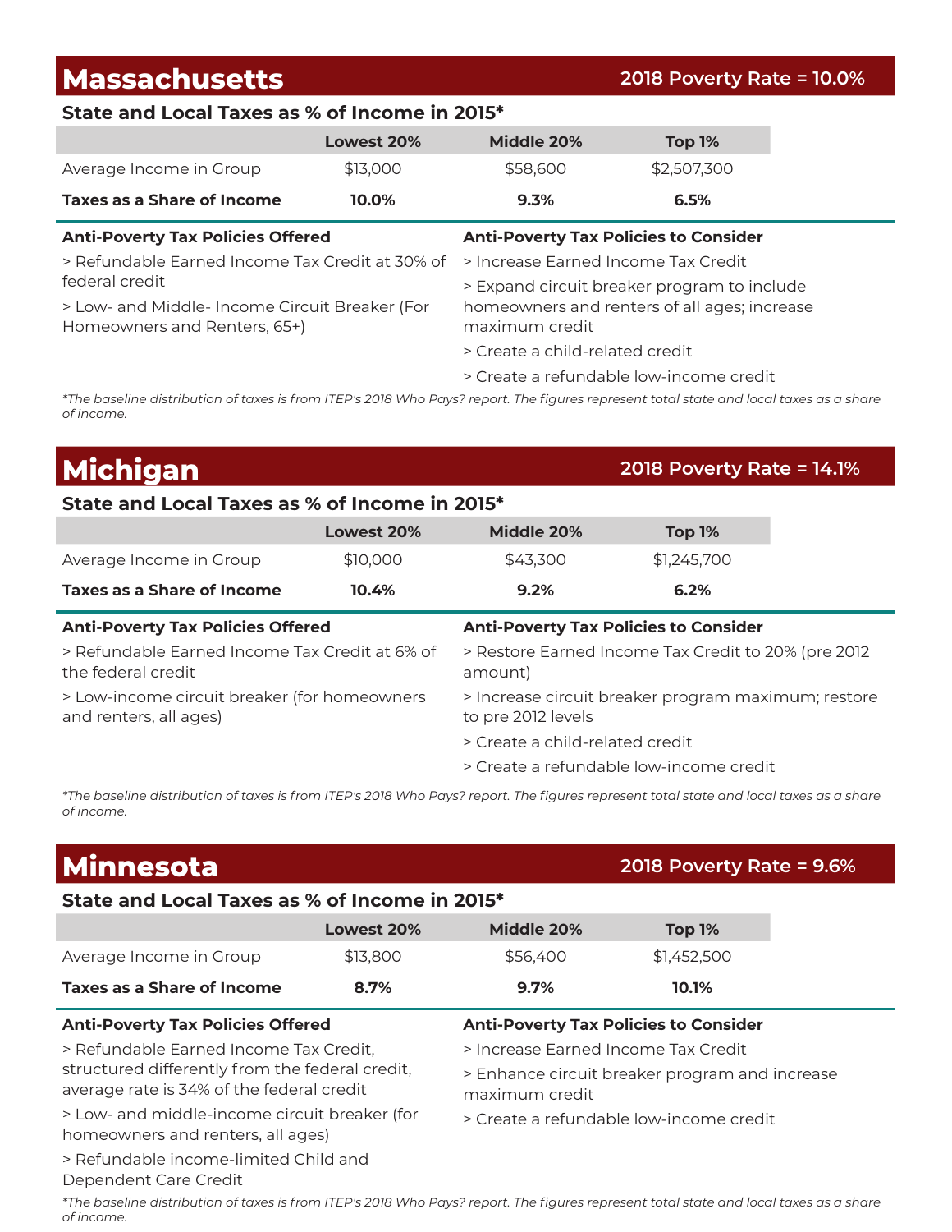## Massachusetts

**2018 Poverty Rate = 10.0%**

### State and Local Taxes as % of Income in 2015*

| | Lowest 20% | Middle 20% | Top 1% |
|---|---|---|---|
| Average Income in Group | $13,000 | $58,600 | $2,507,300 |
| **Taxes as a Share of Income** | **10.0%** | **9.3%** | **6.5%** |

**Anti-Poverty Tax Policies Offered**

> Refundable Earned Income Tax Credit at 30% of federal credit

> Low- and Middle- Income Circuit Breaker (For Homeowners and Renters, 65+)

**Anti-Poverty Tax Policies to Consider**

> Increase Earned Income Tax Credit

> Expand circuit breaker program to include homeowners and renters of all ages; increase maximum credit

> Create a child-related credit

> Create a refundable low-income credit

*\*The baseline distribution of taxes is from ITEP's 2018 Who Pays? report. The figures represent total state and local taxes as a share of income.*

## Michigan

**2018 Poverty Rate = 14.1%**

### State and Local Taxes as % of Income in 2015*

| | Lowest 20% | Middle 20% | Top 1% |
|---|---|---|---|
| Average Income in Group | $10,000 | $43,300 | $1,245,700 |
| **Taxes as a Share of Income** | **10.4%** | **9.2%** | **6.2%** |

**Anti-Poverty Tax Policies Offered**

> Refundable Earned Income Tax Credit at 6% of the federal credit

> Low-income circuit breaker (for homeowners and renters, all ages)

**Anti-Poverty Tax Policies to Consider**

> Restore Earned Income Tax Credit to 20% (pre 2012 amount)

> Increase circuit breaker program maximum; restore to pre 2012 levels

> Create a child-related credit

> Create a refundable low-income credit

*\*The baseline distribution of taxes is from ITEP's 2018 Who Pays? report. The figures represent total state and local taxes as a share of income.*

## Minnesota

**2018 Poverty Rate = 9.6%**

### State and Local Taxes as % of Income in 2015*

| | Lowest 20% | Middle 20% | Top 1% |
|---|---|---|---|
| Average Income in Group | $13,800 | $56,400 | $1,452,500 |
| **Taxes as a Share of Income** | **8.7%** | **9.7%** | **10.1%** |

**Anti-Poverty Tax Policies Offered**

> Refundable Earned Income Tax Credit, structured differently from the federal credit, average rate is 34% of the federal credit

> Low- and middle-income circuit breaker (for homeowners and renters, all ages)

> Refundable income-limited Child and Dependent Care Credit

**Anti-Poverty Tax Policies to Consider**

> Increase Earned Income Tax Credit

> Enhance circuit breaker program and increase maximum credit

> Create a refundable low-income credit

*\*The baseline distribution of taxes is from ITEP's 2018 Who Pays? report. The figures represent total state and local taxes as a share of income.*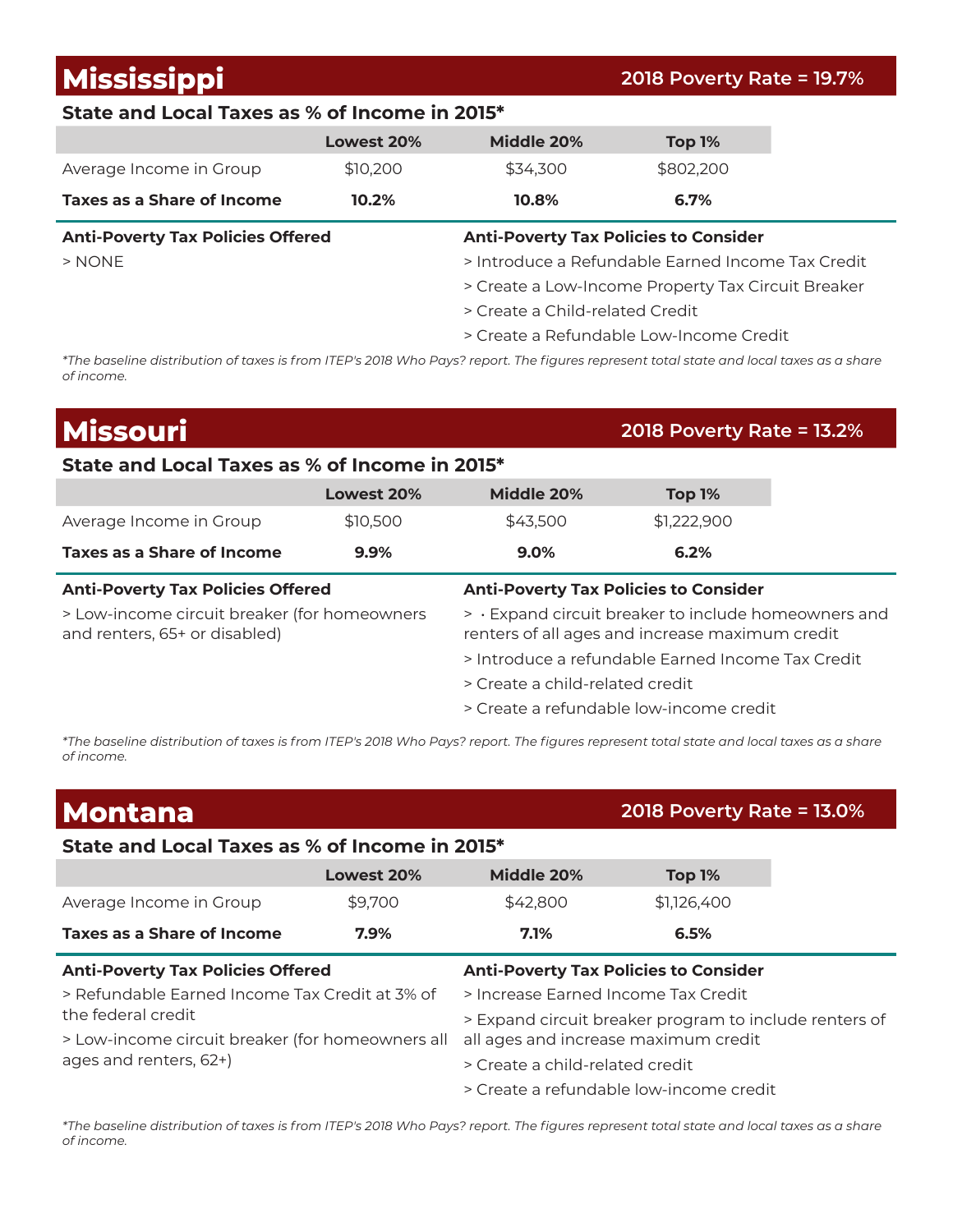## Mississippi

**2018 Poverty Rate = 19.7%**

### State and Local Taxes as % of Income in 2015*

| | Lowest 20% | Middle 20% | Top 1% |
|---|---|---|---|
| Average Income in Group | $10,200 | $34,300 | $802,200 |
| **Taxes as a Share of Income** | **10.2%** | **10.8%** | **6.7%** |

**Anti-Poverty Tax Policies Offered**

> NONE

**Anti-Poverty Tax Policies to Consider**

> Introduce a Refundable Earned Income Tax Credit

> Create a Low-Income Property Tax Circuit Breaker

> Create a Child-related Credit

> Create a Refundable Low-Income Credit

*\*The baseline distribution of taxes is from ITEP's 2018 Who Pays? report. The figures represent total state and local taxes as a share of income.*

## Missouri

**2018 Poverty Rate = 13.2%**

### State and Local Taxes as % of Income in 2015*

| | Lowest 20% | Middle 20% | Top 1% |
|---|---|---|---|
| Average Income in Group | $10,500 | $43,500 | $1,222,900 |
| **Taxes as a Share of Income** | **9.9%** | **9.0%** | **6.2%** |

**Anti-Poverty Tax Policies Offered**

> Low-income circuit breaker (for homeowners and renters, 65+ or disabled)

**Anti-Poverty Tax Policies to Consider**

> · Expand circuit breaker to include homeowners and renters of all ages and increase maximum credit

> Introduce a refundable Earned Income Tax Credit

> Create a child-related credit

> Create a refundable low-income credit

*\*The baseline distribution of taxes is from ITEP's 2018 Who Pays? report. The figures represent total state and local taxes as a share of income.*

## Montana

**2018 Poverty Rate = 13.0%**

### State and Local Taxes as % of Income in 2015*

| | Lowest 20% | Middle 20% | Top 1% |
|---|---|---|---|
| Average Income in Group | $9,700 | $42,800 | $1,126,400 |
| **Taxes as a Share of Income** | **7.9%** | **7.1%** | **6.5%** |

**Anti-Poverty Tax Policies Offered**

> Refundable Earned Income Tax Credit at 3% of the federal credit

> Low-income circuit breaker (for homeowners all ages and renters, 62+)

**Anti-Poverty Tax Policies to Consider**

> Increase Earned Income Tax Credit

> Expand circuit breaker program to include renters of all ages and increase maximum credit

> Create a child-related credit

> Create a refundable low-income credit

*\*The baseline distribution of taxes is from ITEP's 2018 Who Pays? report. The figures represent total state and local taxes as a share of income.*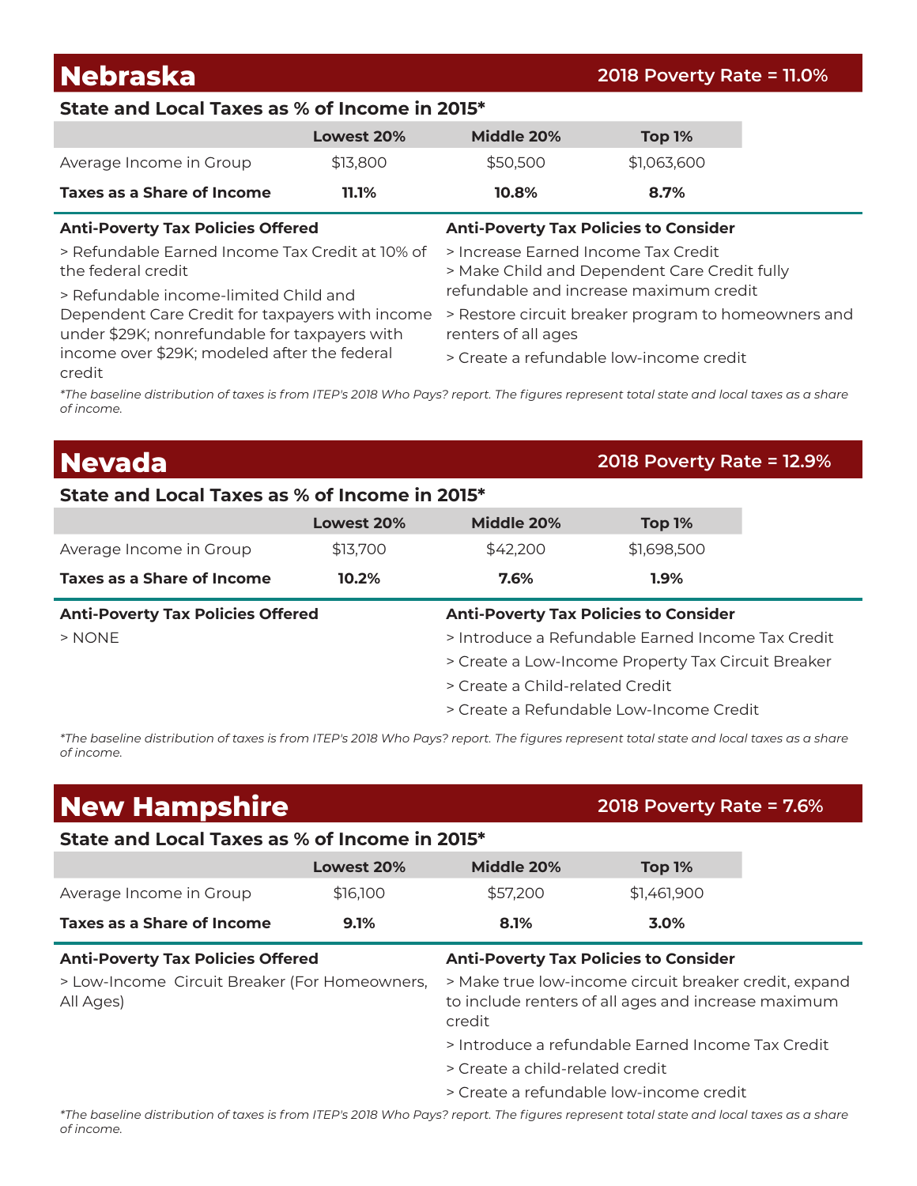## Nebraska

**2018 Poverty Rate = 11.0%**

### State and Local Taxes as % of Income in 2015*

| | Lowest 20% | Middle 20% | Top 1% |
|---|---|---|---|
| Average Income in Group | $13,800 | $50,500 | $1,063,600 |
| **Taxes as a Share of Income** | **11.1%** | **10.8%** | **8.7%** |

**Anti-Poverty Tax Policies Offered**

> Refundable Earned Income Tax Credit at 10% of the federal credit

> Refundable income-limited Child and Dependent Care Credit for taxpayers with income under $29K; nonrefundable for taxpayers with income over $29K; modeled after the federal credit

**Anti-Poverty Tax Policies to Consider**

> Increase Earned Income Tax Credit

> Make Child and Dependent Care Credit fully refundable and increase maximum credit

> Restore circuit breaker program to homeowners and renters of all ages

> Create a refundable low-income credit

*\*The baseline distribution of taxes is from ITEP's 2018 Who Pays? report. The figures represent total state and local taxes as a share of income.*

## Nevada

**2018 Poverty Rate = 12.9%**

### State and Local Taxes as % of Income in 2015*

| | Lowest 20% | Middle 20% | Top 1% |
|---|---|---|---|
| Average Income in Group | $13,700 | $42,200 | $1,698,500 |
| **Taxes as a Share of Income** | **10.2%** | **7.6%** | **1.9%** |

**Anti-Poverty Tax Policies Offered**

> NONE

**Anti-Poverty Tax Policies to Consider**

> Introduce a Refundable Earned Income Tax Credit

> Create a Low-Income Property Tax Circuit Breaker

> Create a Child-related Credit

> Create a Refundable Low-Income Credit

*\*The baseline distribution of taxes is from ITEP's 2018 Who Pays? report. The figures represent total state and local taxes as a share of income.*

## New Hampshire

**2018 Poverty Rate = 7.6%**

### State and Local Taxes as % of Income in 2015*

| | Lowest 20% | Middle 20% | Top 1% |
|---|---|---|---|
| Average Income in Group | $16,100 | $57,200 | $1,461,900 |
| **Taxes as a Share of Income** | **9.1%** | **8.1%** | **3.0%** |

**Anti-Poverty Tax Policies Offered**

> Low-Income Circuit Breaker (For Homeowners, All Ages)

**Anti-Poverty Tax Policies to Consider**

> Make true low-income circuit breaker credit, expand to include renters of all ages and increase maximum credit

> Introduce a refundable Earned Income Tax Credit

> Create a child-related credit

> Create a refundable low-income credit

*\*The baseline distribution of taxes is from ITEP's 2018 Who Pays? report. The figures represent total state and local taxes as a share of income.*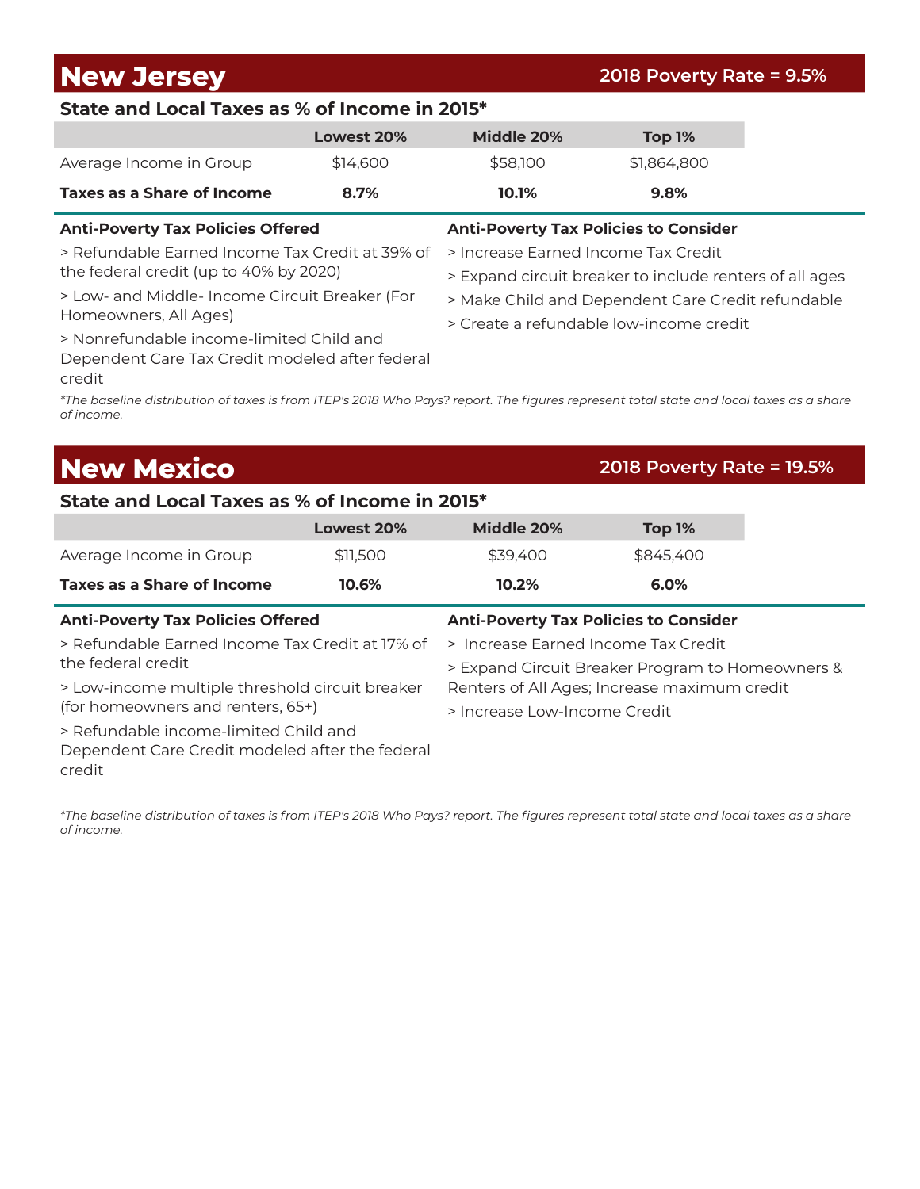## New Jersey

**2018 Poverty Rate = 9.5%**

### State and Local Taxes as % of Income in 2015*

| | Lowest 20% | Middle 20% | Top 1% |
|---|---|---|---|
| Average Income in Group | $14,600 | $58,100 | $1,864,800 |
| **Taxes as a Share of Income** | **8.7%** | **10.1%** | **9.8%** |

**Anti-Poverty Tax Policies Offered**

> Refundable Earned Income Tax Credit at 39% of the federal credit (up to 40% by 2020)

> Low- and Middle- Income Circuit Breaker (For Homeowners, All Ages)

> Nonrefundable income-limited Child and Dependent Care Tax Credit modeled after federal credit

**Anti-Poverty Tax Policies to Consider**

> Increase Earned Income Tax Credit

> Expand circuit breaker to include renters of all ages

> Make Child and Dependent Care Credit refundable

> Create a refundable low-income credit

*\*The baseline distribution of taxes is from ITEP's 2018 Who Pays? report. The figures represent total state and local taxes as a share of income.*

## New Mexico

**2018 Poverty Rate = 19.5%**

### State and Local Taxes as % of Income in 2015*

| | Lowest 20% | Middle 20% | Top 1% |
|---|---|---|---|
| Average Income in Group | $11,500 | $39,400 | $845,400 |
| **Taxes as a Share of Income** | **10.6%** | **10.2%** | **6.0%** |

**Anti-Poverty Tax Policies Offered**

> Refundable Earned Income Tax Credit at 17% of the federal credit

> Low-income multiple threshold circuit breaker (for homeowners and renters, 65+)

> Refundable income-limited Child and Dependent Care Credit modeled after the federal credit

**Anti-Poverty Tax Policies to Consider**

> Increase Earned Income Tax Credit

> Expand Circuit Breaker Program to Homeowners & Renters of All Ages; Increase maximum credit

> Increase Low-Income Credit

*\*The baseline distribution of taxes is from ITEP's 2018 Who Pays? report. The figures represent total state and local taxes as a share of income.*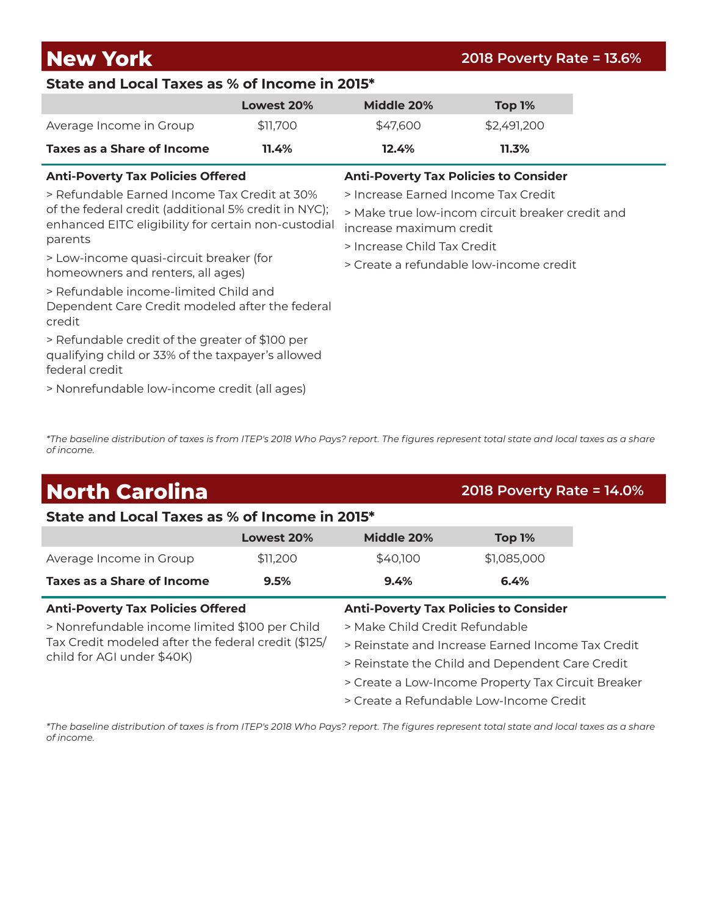## New York

**2018 Poverty Rate = 13.6%**

### State and Local Taxes as % of Income in 2015*

| | Lowest 20% | Middle 20% | Top 1% |
|---|---|---|---|
| Average Income in Group | $11,700 | $47,600 | $2,491,200 |
| **Taxes as a Share of Income** | **11.4%** | **12.4%** | **11.3%** |

**Anti-Poverty Tax Policies Offered**

> Refundable Earned Income Tax Credit at 30% of the federal credit (additional 5% credit in NYC); enhanced EITC eligibility for certain non-custodial parents

> Low-income quasi-circuit breaker (for homeowners and renters, all ages)

> Refundable income-limited Child and Dependent Care Credit modeled after the federal credit

> Refundable credit of the greater of $100 per qualifying child or 33% of the taxpayer's allowed federal credit

> Nonrefundable low-income credit (all ages)

**Anti-Poverty Tax Policies to Consider**

> Increase Earned Income Tax Credit

> Make true low-incom circuit breaker credit and increase maximum credit

> Increase Child Tax Credit

> Create a refundable low-income credit

*\*The baseline distribution of taxes is from ITEP's 2018 Who Pays? report. The figures represent total state and local taxes as a share of income.*

## North Carolina

**2018 Poverty Rate = 14.0%**

### State and Local Taxes as % of Income in 2015*

| | Lowest 20% | Middle 20% | Top 1% |
|---|---|---|---|
| Average Income in Group | $11,200 | $40,100 | $1,085,000 |
| **Taxes as a Share of Income** | **9.5%** | **9.4%** | **6.4%** |

**Anti-Poverty Tax Policies Offered**

> Nonrefundable income limited $100 per Child Tax Credit modeled after the federal credit ($125/child for AGI under $40K)

**Anti-Poverty Tax Policies to Consider**

> Make Child Credit Refundable

> Reinstate and Increase Earned Income Tax Credit

> Reinstate the Child and Dependent Care Credit

> Create a Low-Income Property Tax Circuit Breaker

> Create a Refundable Low-Income Credit

*\*The baseline distribution of taxes is from ITEP's 2018 Who Pays? report. The figures represent total state and local taxes as a share of income.*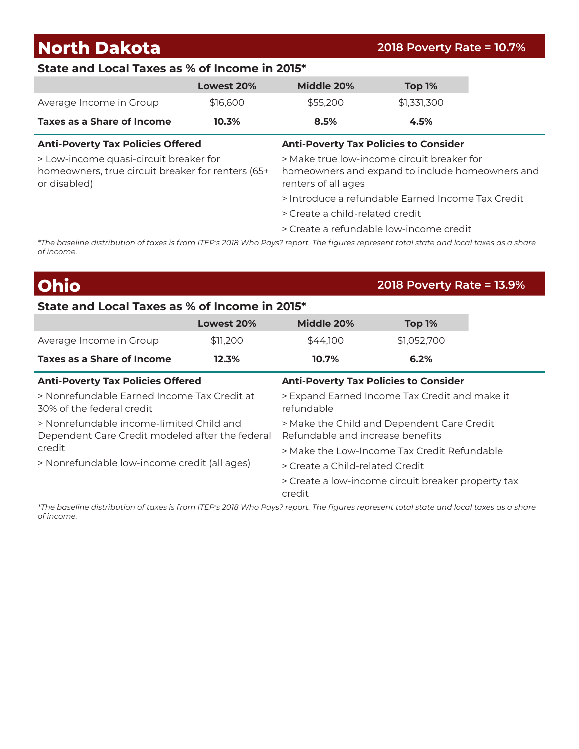## North Dakota

**2018 Poverty Rate = 10.7%**

### State and Local Taxes as % of Income in 2015*

| | Lowest 20% | Middle 20% | Top 1% |
|---|---|---|---|
| Average Income in Group | $16,600 | $55,200 | $1,331,300 |
| **Taxes as a Share of Income** | **10.3%** | **8.5%** | **4.5%** |

**Anti-Poverty Tax Policies Offered**

> Low-income quasi-circuit breaker for homeowners, true circuit breaker for renters (65+ or disabled)

**Anti-Poverty Tax Policies to Consider**

> Make true low-income circuit breaker for homeowners and expand to include homeowners and renters of all ages

> Introduce a refundable Earned Income Tax Credit

> Create a child-related credit

> Create a refundable low-income credit

*\*The baseline distribution of taxes is from ITEP's 2018 Who Pays? report. The figures represent total state and local taxes as a share of income.*

## Ohio

**2018 Poverty Rate = 13.9%**

### State and Local Taxes as % of Income in 2015*

| | Lowest 20% | Middle 20% | Top 1% |
|---|---|---|---|
| Average Income in Group | $11,200 | $44,100 | $1,052,700 |
| **Taxes as a Share of Income** | **12.3%** | **10.7%** | **6.2%** |

**Anti-Poverty Tax Policies Offered**

> Nonrefundable Earned Income Tax Credit at 30% of the federal credit

> Nonrefundable income-limited Child and Dependent Care Credit modeled after the federal credit

> Nonrefundable low-income credit (all ages)

**Anti-Poverty Tax Policies to Consider**

> Expand Earned Income Tax Credit and make it refundable

> Make the Child and Dependent Care Credit Refundable and increase benefits

> Make the Low-Income Tax Credit Refundable

> Create a Child-related Credit

> Create a low-income circuit breaker property tax credit

*\*The baseline distribution of taxes is from ITEP's 2018 Who Pays? report. The figures represent total state and local taxes as a share of income.*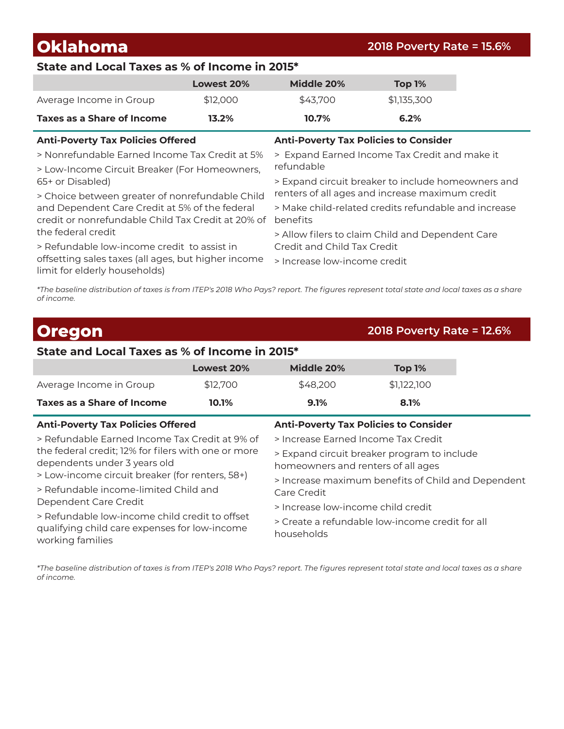## Oklahoma

**2018 Poverty Rate = 15.6%**

### State and Local Taxes as % of Income in 2015*

| | Lowest 20% | Middle 20% | Top 1% |
|---|---|---|---|
| Average Income in Group | $12,000 | $43,700 | $1,135,300 |
| **Taxes as a Share of Income** | **13.2%** | **10.7%** | **6.2%** |

**Anti-Poverty Tax Policies Offered**

> Nonrefundable Earned Income Tax Credit at 5%

> Low-Income Circuit Breaker (For Homeowners, 65+ or Disabled)

> Choice between greater of nonrefundable Child and Dependent Care Credit at 5% of the federal credit or nonrefundable Child Tax Credit at 20% of the federal credit

> Refundable low-income credit to assist in offsetting sales taxes (all ages, but higher income limit for elderly households)

**Anti-Poverty Tax Policies to Consider**

> Expand Earned Income Tax Credit and make it refundable

> Expand circuit breaker to include homeowners and renters of all ages and increase maximum credit

> Make child-related credits refundable and increase benefits

> Allow filers to claim Child and Dependent Care Credit and Child Tax Credit

> Increase low-income credit

*\*The baseline distribution of taxes is from ITEP's 2018 Who Pays? report. The figures represent total state and local taxes as a share of income.*

## Oregon

**2018 Poverty Rate = 12.6%**

### State and Local Taxes as % of Income in 2015*

| | Lowest 20% | Middle 20% | Top 1% |
|---|---|---|---|
| Average Income in Group | $12,700 | $48,200 | $1,122,100 |
| **Taxes as a Share of Income** | **10.1%** | **9.1%** | **8.1%** |

**Anti-Poverty Tax Policies Offered**

> Refundable Earned Income Tax Credit at 9% of the federal credit; 12% for filers with one or more dependents under 3 years old

> Low-income circuit breaker (for renters, 58+)

> Refundable income-limited Child and Dependent Care Credit

> Refundable low-income child credit to offset qualifying child care expenses for low-income working families

**Anti-Poverty Tax Policies to Consider**

> Increase Earned Income Tax Credit

> Expand circuit breaker program to include homeowners and renters of all ages

> Increase maximum benefits of Child and Dependent Care Credit

> Increase low-income child credit

> Create a refundable low-income credit for all households

*\*The baseline distribution of taxes is from ITEP's 2018 Who Pays? report. The figures represent total state and local taxes as a share of income.*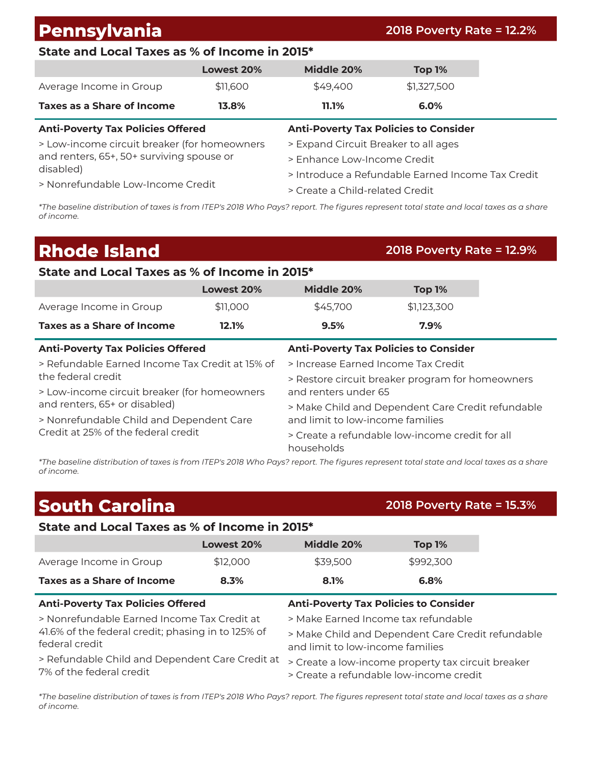## Pennsylvania

**2018 Poverty Rate = 12.2%**

### State and Local Taxes as % of Income in 2015*

| | Lowest 20% | Middle 20% | Top 1% |
|---|---|---|---|
| Average Income in Group | $11,600 | $49,400 | $1,327,500 |
| **Taxes as a Share of Income** | **13.8%** | **11.1%** | **6.0%** |

**Anti-Poverty Tax Policies Offered**

> Low-income circuit breaker (for homeowners and renters, 65+, 50+ surviving spouse or disabled)

> Nonrefundable Low-Income Credit

**Anti-Poverty Tax Policies to Consider**

> Expand Circuit Breaker to all ages

> Enhance Low-Income Credit

> Introduce a Refundable Earned Income Tax Credit

> Create a Child-related Credit

*\*The baseline distribution of taxes is from ITEP's 2018 Who Pays? report. The figures represent total state and local taxes as a share of income.*

## Rhode Island

**2018 Poverty Rate = 12.9%**

### State and Local Taxes as % of Income in 2015*

| | Lowest 20% | Middle 20% | Top 1% |
|---|---|---|---|
| Average Income in Group | $11,000 | $45,700 | $1,123,300 |
| **Taxes as a Share of Income** | **12.1%** | **9.5%** | **7.9%** |

**Anti-Poverty Tax Policies Offered**

> Refundable Earned Income Tax Credit at 15% of the federal credit

> Low-income circuit breaker (for homeowners and renters, 65+ or disabled)

> Nonrefundable Child and Dependent Care Credit at 25% of the federal credit

**Anti-Poverty Tax Policies to Consider**

> Increase Earned Income Tax Credit

> Restore circuit breaker program for homeowners and renters under 65

> Make Child and Dependent Care Credit refundable and limit to low-income families

> Create a refundable low-income credit for all households

*\*The baseline distribution of taxes is from ITEP's 2018 Who Pays? report. The figures represent total state and local taxes as a share of income.*

## South Carolina

**2018 Poverty Rate = 15.3%**

### State and Local Taxes as % of Income in 2015*

| | Lowest 20% | Middle 20% | Top 1% |
|---|---|---|---|
| Average Income in Group | $12,000 | $39,500 | $992,300 |
| **Taxes as a Share of Income** | **8.3%** | **8.1%** | **6.8%** |

**Anti-Poverty Tax Policies Offered**

> Nonrefundable Earned Income Tax Credit at 41.6% of the federal credit; phasing in to 125% of federal credit

> Refundable Child and Dependent Care Credit at 7% of the federal credit

**Anti-Poverty Tax Policies to Consider**

> Make Earned Income tax refundable

> Make Child and Dependent Care Credit refundable and limit to low-income families

> Create a low-income property tax circuit breaker

> Create a refundable low-income credit

*\*The baseline distribution of taxes is from ITEP's 2018 Who Pays? report. The figures represent total state and local taxes as a share of income.*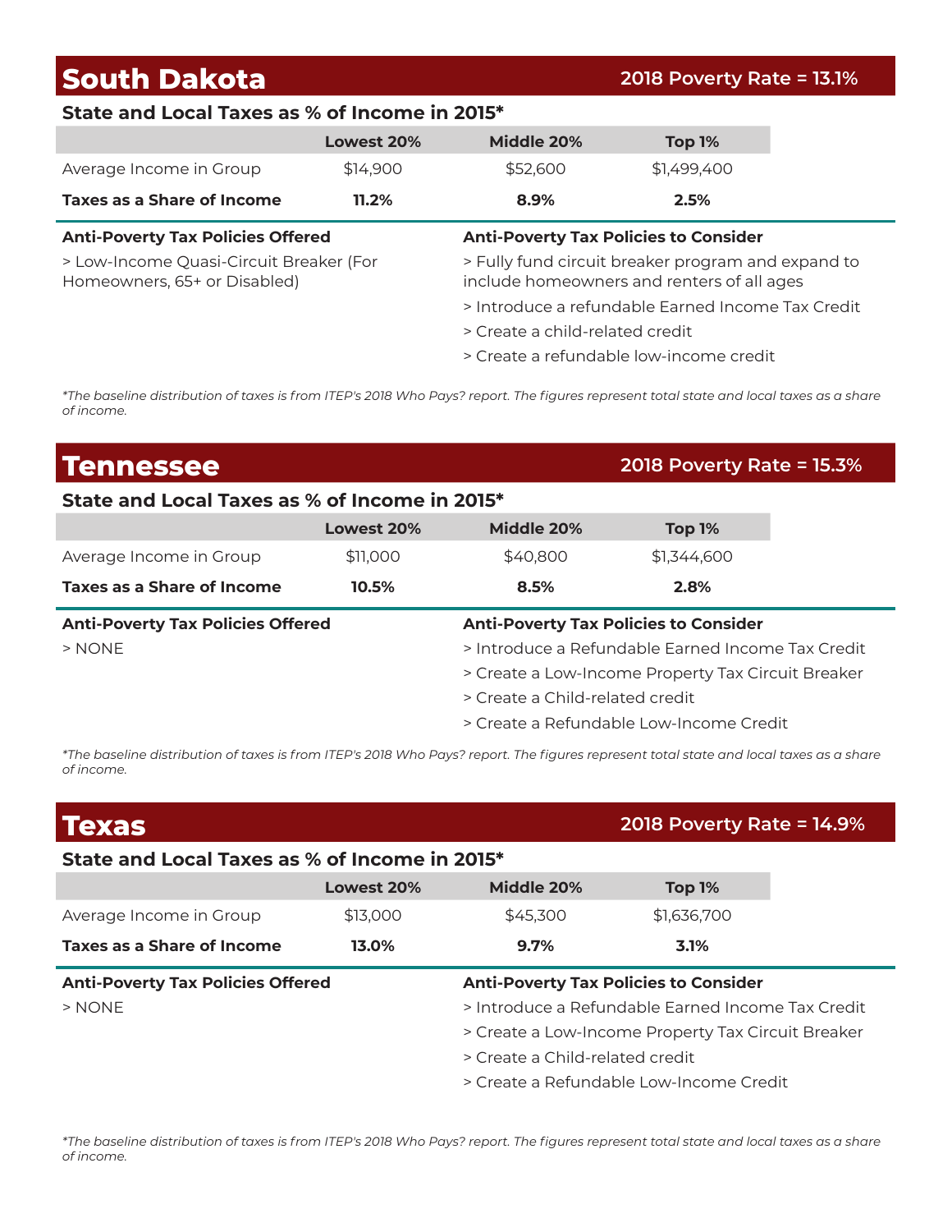## South Dakota

**2018 Poverty Rate = 13.1%**

### State and Local Taxes as % of Income in 2015*

| | Lowest 20% | Middle 20% | Top 1% |
|---|---|---|---|
| Average Income in Group | $14,900 | $52,600 | $1,499,400 |
| **Taxes as a Share of Income** | **11.2%** | **8.9%** | **2.5%** |

**Anti-Poverty Tax Policies Offered**

> Low-Income Quasi-Circuit Breaker (For Homeowners, 65+ or Disabled)

**Anti-Poverty Tax Policies to Consider**

> Fully fund circuit breaker program and expand to include homeowners and renters of all ages

> Introduce a refundable Earned Income Tax Credit

> Create a child-related credit

> Create a refundable low-income credit

*\*The baseline distribution of taxes is from ITEP's 2018 Who Pays? report. The figures represent total state and local taxes as a share of income.*

## Tennessee

**2018 Poverty Rate = 15.3%**

### State and Local Taxes as % of Income in 2015*

| | Lowest 20% | Middle 20% | Top 1% |
|---|---|---|---|
| Average Income in Group | $11,000 | $40,800 | $1,344,600 |
| **Taxes as a Share of Income** | **10.5%** | **8.5%** | **2.8%** |

**Anti-Poverty Tax Policies Offered**

> NONE

**Anti-Poverty Tax Policies to Consider**

> Introduce a Refundable Earned Income Tax Credit

> Create a Low-Income Property Tax Circuit Breaker

> Create a Child-related credit

> Create a Refundable Low-Income Credit

*\*The baseline distribution of taxes is from ITEP's 2018 Who Pays? report. The figures represent total state and local taxes as a share of income.*

## Texas

**2018 Poverty Rate = 14.9%**

### State and Local Taxes as % of Income in 2015*

| | Lowest 20% | Middle 20% | Top 1% |
|---|---|---|---|
| Average Income in Group | $13,000 | $45,300 | $1,636,700 |
| **Taxes as a Share of Income** | **13.0%** | **9.7%** | **3.1%** |

**Anti-Poverty Tax Policies Offered**

> NONE

**Anti-Poverty Tax Policies to Consider**

> Introduce a Refundable Earned Income Tax Credit

> Create a Low-Income Property Tax Circuit Breaker

> Create a Child-related credit

> Create a Refundable Low-Income Credit

*\*The baseline distribution of taxes is from ITEP's 2018 Who Pays? report. The figures represent total state and local taxes as a share of income.*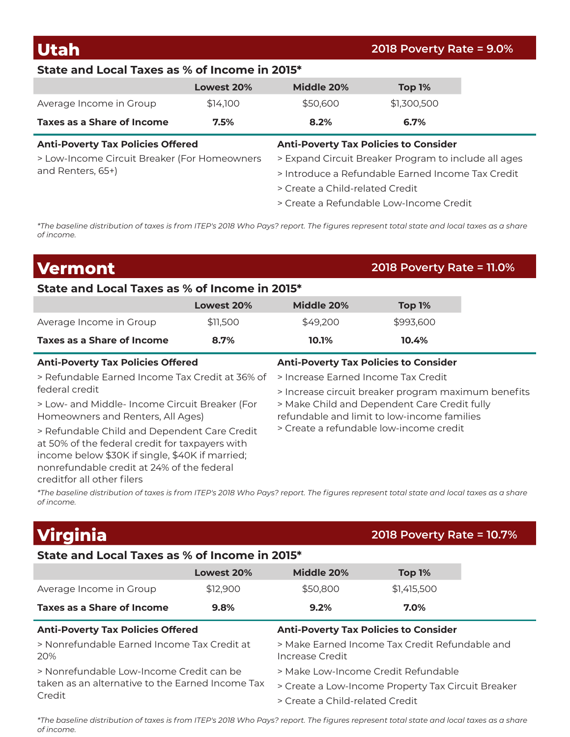## Utah

**2018 Poverty Rate = 9.0%**

### State and Local Taxes as % of Income in 2015*

| | Lowest 20% | Middle 20% | Top 1% |
|---|---|---|---|
| Average Income in Group | $14,100 | $50,600 | $1,300,500 |
| **Taxes as a Share of Income** | **7.5%** | **8.2%** | **6.7%** |

**Anti-Poverty Tax Policies Offered**

> Low-Income Circuit Breaker (For Homeowners and Renters, 65+)

**Anti-Poverty Tax Policies to Consider**

> Expand Circuit Breaker Program to include all ages

> Introduce a Refundable Earned Income Tax Credit

> Create a Child-related Credit

> Create a Refundable Low-Income Credit

*The baseline distribution of taxes is from ITEP's 2018 Who Pays? report. The figures represent total state and local taxes as a share of income.*

## Vermont

**2018 Poverty Rate = 11.0%**

### State and Local Taxes as % of Income in 2015*

| | Lowest 20% | Middle 20% | Top 1% |
|---|---|---|---|
| Average Income in Group | $11,500 | $49,200 | $993,600 |
| **Taxes as a Share of Income** | **8.7%** | **10.1%** | **10.4%** |

**Anti-Poverty Tax Policies Offered**

> Refundable Earned Income Tax Credit at 36% of federal credit

> Low- and Middle- Income Circuit Breaker (For Homeowners and Renters, All Ages)

> Refundable Child and Dependent Care Credit at 50% of the federal credit for taxpayers with income below $30K if single, $40K if married; nonrefundable credit at 24% of the federal creditfor all other filers

**Anti-Poverty Tax Policies to Consider**

> Increase Earned Income Tax Credit

> Increase circuit breaker program maximum benefits

> Make Child and Dependent Care Credit fully refundable and limit to low-income families

> Create a refundable low-income credit

*The baseline distribution of taxes is from ITEP's 2018 Who Pays? report. The figures represent total state and local taxes as a share of income.*

## Virginia

**2018 Poverty Rate = 10.7%**

### State and Local Taxes as % of Income in 2015*

| | Lowest 20% | Middle 20% | Top 1% |
|---|---|---|---|
| Average Income in Group | $12,900 | $50,800 | $1,415,500 |
| **Taxes as a Share of Income** | **9.8%** | **9.2%** | **7.0%** |

**Anti-Poverty Tax Policies Offered**

> Nonrefundable Earned Income Tax Credit at 20%

> Nonrefundable Low-Income Credit can be taken as an alternative to the Earned Income Tax Credit

**Anti-Poverty Tax Policies to Consider**

> Make Earned Income Tax Credit Refundable and Increase Credit

> Make Low-Income Credit Refundable

> Create a Low-Income Property Tax Circuit Breaker

> Create a Child-related Credit

*The baseline distribution of taxes is from ITEP's 2018 Who Pays? report. The figures represent total state and local taxes as a share of income.*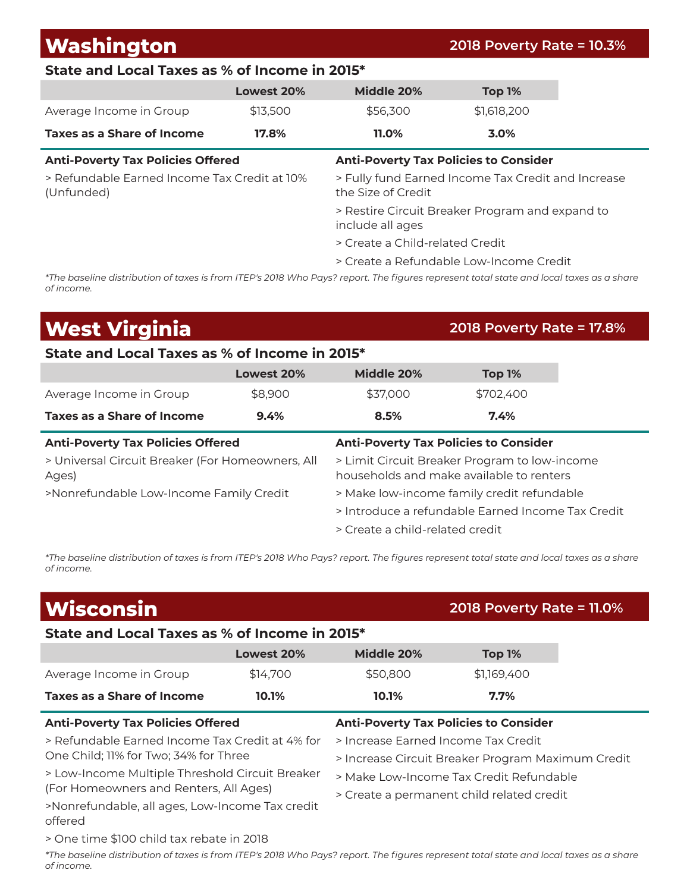## Washington

**2018 Poverty Rate = 10.3%**

### State and Local Taxes as % of Income in 2015*

| | Lowest 20% | Middle 20% | Top 1% |
|---|---|---|---|
| Average Income in Group | $13,500 | $56,300 | $1,618,200 |
| **Taxes as a Share of Income** | **17.8%** | **11.0%** | **3.0%** |

**Anti-Poverty Tax Policies Offered**

> Refundable Earned Income Tax Credit at 10% (Unfunded)

**Anti-Poverty Tax Policies to Consider**

> Fully fund Earned Income Tax Credit and Increase the Size of Credit

> Restire Circuit Breaker Program and expand to include all ages

> Create a Child-related Credit

> Create a Refundable Low-Income Credit

*\*The baseline distribution of taxes is from ITEP's 2018 Who Pays? report. The figures represent total state and local taxes as a share of income.*

## West Virginia

**2018 Poverty Rate = 17.8%**

### State and Local Taxes as % of Income in 2015*

| | Lowest 20% | Middle 20% | Top 1% |
|---|---|---|---|
| Average Income in Group | $8,900 | $37,000 | $702,400 |
| **Taxes as a Share of Income** | **9.4%** | **8.5%** | **7.4%** |

**Anti-Poverty Tax Policies Offered**

> Universal Circuit Breaker (For Homeowners, All Ages)

>Nonrefundable Low-Income Family Credit

**Anti-Poverty Tax Policies to Consider**

> Limit Circuit Breaker Program to low-income households and make available to renters

> Make low-income family credit refundable

> Introduce a refundable Earned Income Tax Credit

> Create a child-related credit

*\*The baseline distribution of taxes is from ITEP's 2018 Who Pays? report. The figures represent total state and local taxes as a share of income.*

## Wisconsin

**2018 Poverty Rate = 11.0%**

### State and Local Taxes as % of Income in 2015*

| | Lowest 20% | Middle 20% | Top 1% |
|---|---|---|---|
| Average Income in Group | $14,700 | $50,800 | $1,169,400 |
| **Taxes as a Share of Income** | **10.1%** | **10.1%** | **7.7%** |

**Anti-Poverty Tax Policies Offered**

> Refundable Earned Income Tax Credit at 4% for One Child; 11% for Two; 34% for Three

> Low-Income Multiple Threshold Circuit Breaker (For Homeowners and Renters, All Ages)

>Nonrefundable, all ages, Low-Income Tax credit offered

> One time $100 child tax rebate in 2018

**Anti-Poverty Tax Policies to Consider**

> Increase Earned Income Tax Credit

> Increase Circuit Breaker Program Maximum Credit

> Make Low-Income Tax Credit Refundable

> Create a permanent child related credit

*\*The baseline distribution of taxes is from ITEP's 2018 Who Pays? report. The figures represent total state and local taxes as a share of income.*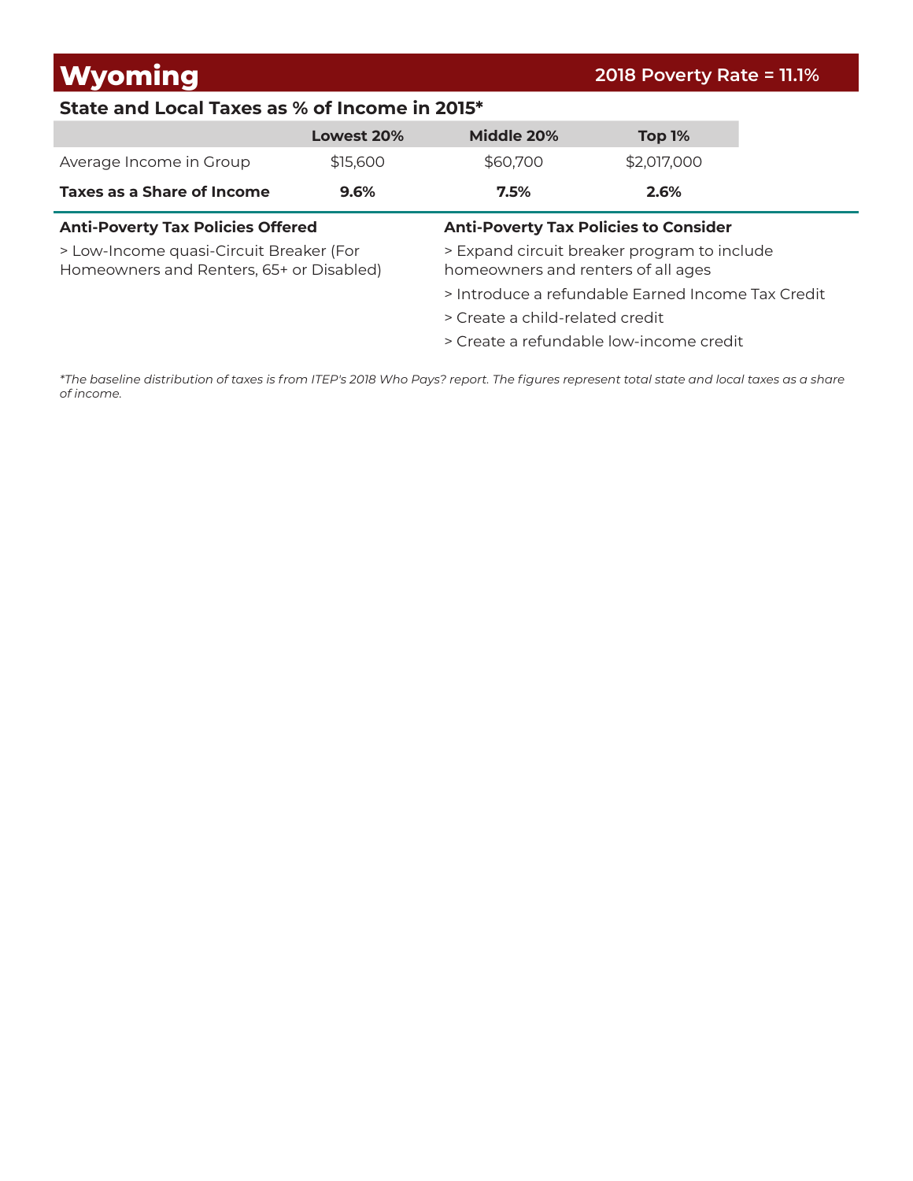# Wyoming

**2018 Poverty Rate = 11.1%**

## State and Local Taxes as % of Income in 2015*

| | Lowest 20% | Middle 20% | Top 1% |
|---|---|---|---|
| Average Income in Group | $15,600 | $60,700 | $2,017,000 |
| **Taxes as a Share of Income** | **9.6%** | **7.5%** | **2.6%** |

**Anti-Poverty Tax Policies Offered**

> Low-Income quasi-Circuit Breaker (For Homeowners and Renters, 65+ or Disabled)

**Anti-Poverty Tax Policies to Consider**

> Expand circuit breaker program to include homeowners and renters of all ages

> Introduce a refundable Earned Income Tax Credit

> Create a child-related credit

> Create a refundable low-income credit

*\*The baseline distribution of taxes is from ITEP's 2018 Who Pays? report. The figures represent total state and local taxes as a share of income.*